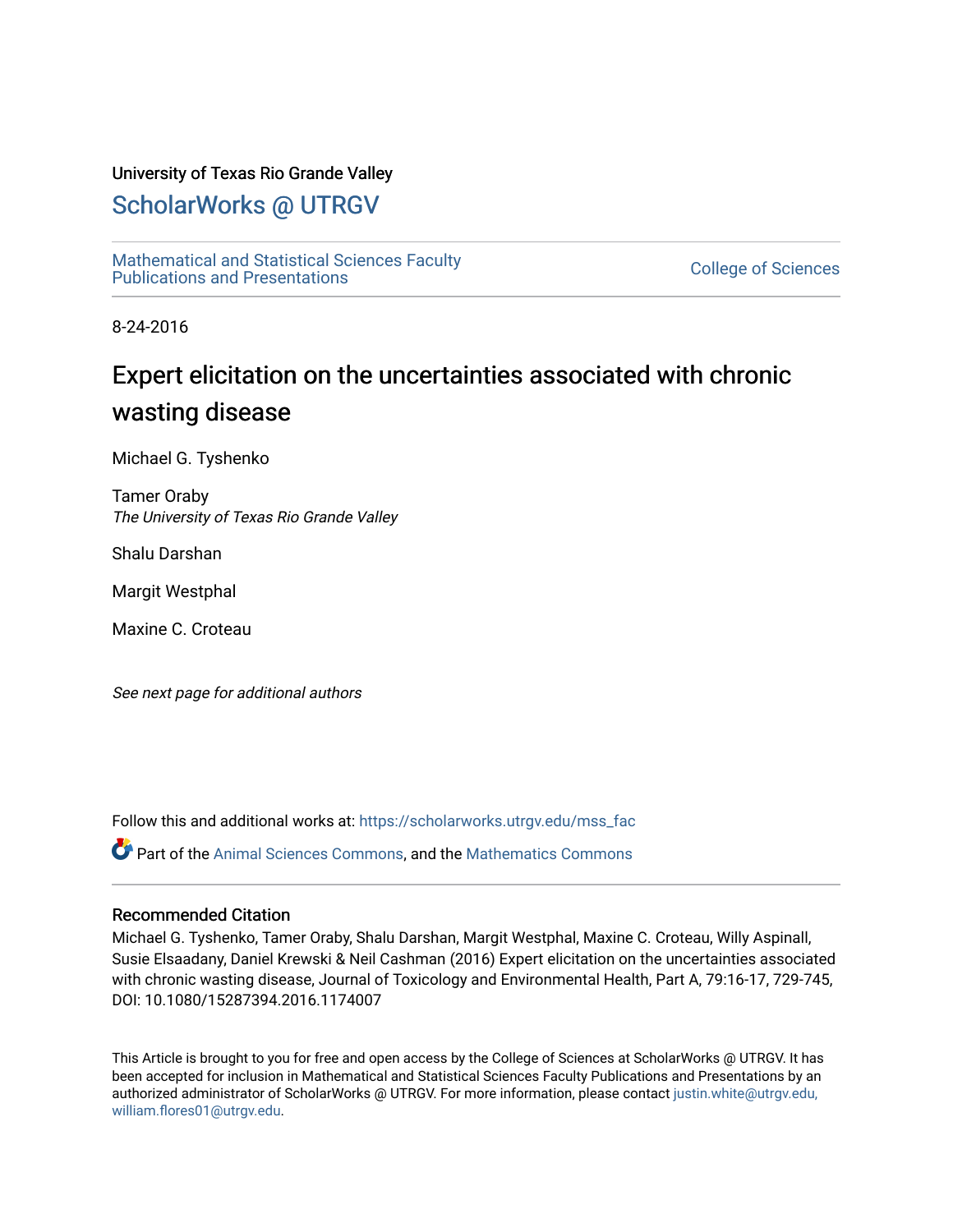University of Texas Rio Grande Valley

# ScholarWorks @ UTRGV

Mathematical and Statistical Sciences Faculty Publications and Presentations

College of Sciences

8-24-2016

# Expert elicitation on the uncertainties associated with chronic wasting disease

Michael G. Tyshenko

Tamer Oraby
*The University of Texas Rio Grande Valley*

Shalu Darshan

Margit Westphal

Maxine C. Croteau

*See next page for additional authors*

Follow this and additional works at: https://scholarworks.utrgv.edu/mss_fac

Part of the Animal Sciences Commons, and the Mathematics Commons

## Recommended Citation

Michael G. Tyshenko, Tamer Oraby, Shalu Darshan, Margit Westphal, Maxine C. Croteau, Willy Aspinall, Susie Elsaadany, Daniel Krewski & Neil Cashman (2016) Expert elicitation on the uncertainties associated with chronic wasting disease, Journal of Toxicology and Environmental Health, Part A, 79:16-17, 729-745, DOI: 10.1080/15287394.2016.1174007

This Article is brought to you for free and open access by the College of Sciences at ScholarWorks @ UTRGV. It has been accepted for inclusion in Mathematical and Statistical Sciences Faculty Publications and Presentations by an authorized administrator of ScholarWorks @ UTRGV. For more information, please contact justin.white@utrgv.edu, william.flores01@utrgv.edu.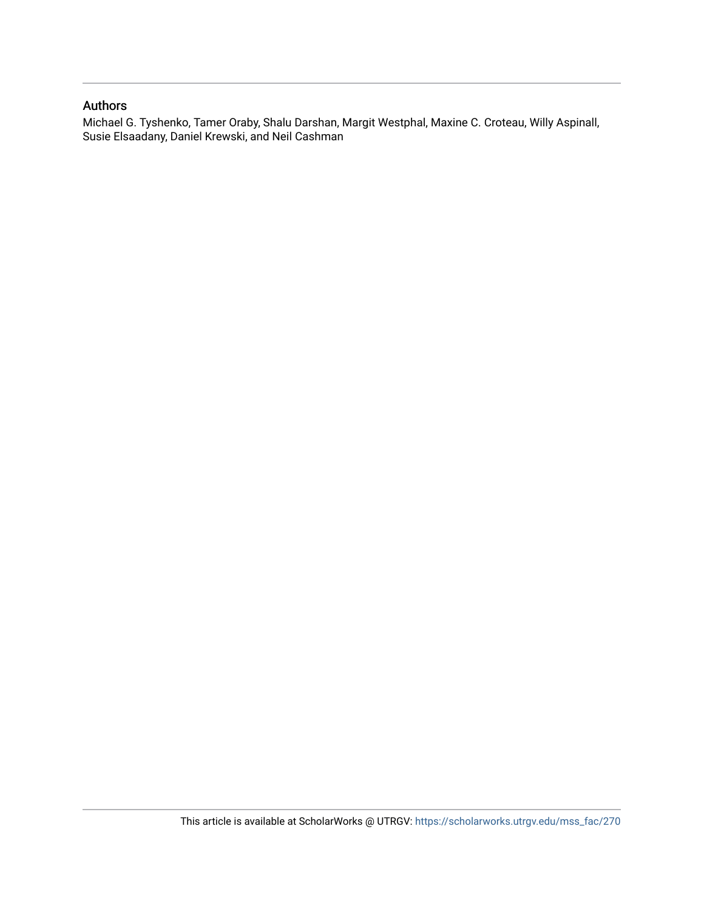## Authors

Michael G. Tyshenko, Tamer Oraby, Shalu Darshan, Margit Westphal, Maxine C. Croteau, Willy Aspinall, Susie Elsaadany, Daniel Krewski, and Neil Cashman

This article is available at ScholarWorks @ UTRGV: https://scholarworks.utrgv.edu/mss_fac/270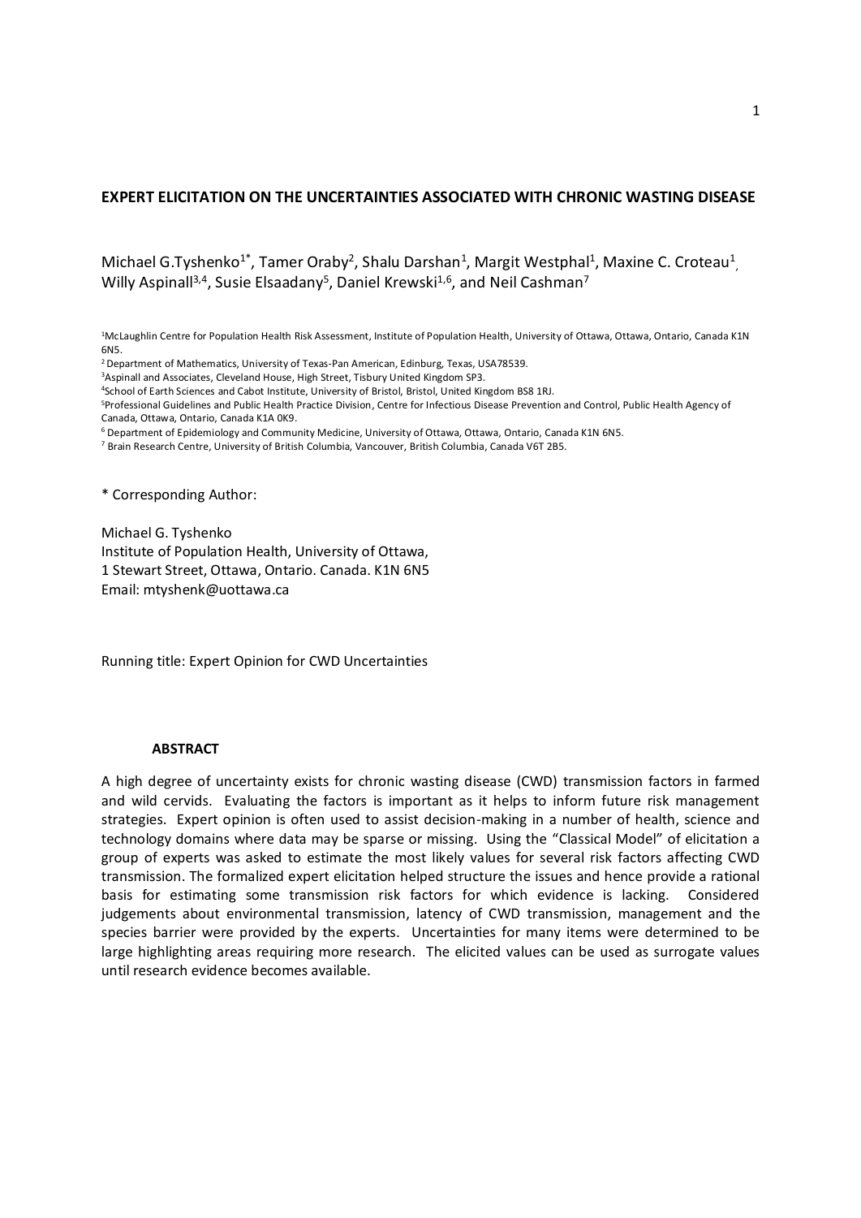**EXPERT ELICITATION ON THE UNCERTAINTIES ASSOCIATED WITH CHRONIC WASTING DISEASE**

Michael G.Tyshenko[1*], Tamer Oraby[2], Shalu Darshan[1], Margit Westphal[1], Maxine C. Croteau[1], Willy Aspinall[3,4], Susie Elsaadany[5], Daniel Krewski[1,6], and Neil Cashman[7]

[1]McLaughlin Centre for Population Health Risk Assessment, Institute of Population Health, University of Ottawa, Ottawa, Ontario, Canada K1N 6N5.

[2] Department of Mathematics, University of Texas-Pan American, Edinburg, Texas, USA78539.

[3]Aspinall and Associates, Cleveland House, High Street, Tisbury United Kingdom SP3.

[4]School of Earth Sciences and Cabot Institute, University of Bristol, Bristol, United Kingdom BS8 1RJ.

[5]Professional Guidelines and Public Health Practice Division, Centre for Infectious Disease Prevention and Control, Public Health Agency of Canada, Ottawa, Ontario, Canada K1A 0K9.

[6] Department of Epidemiology and Community Medicine, University of Ottawa, Ottawa, Ontario, Canada K1N 6N5.

[7] Brain Research Centre, University of British Columbia, Vancouver, British Columbia, Canada V6T 2B5.

\* Corresponding Author:

Michael G. Tyshenko
Institute of Population Health, University of Ottawa,
1 Stewart Street, Ottawa, Ontario. Canada. K1N 6N5
Email: mtyshenk@uottawa.ca

Running title: Expert Opinion for CWD Uncertainties

**ABSTRACT**

A high degree of uncertainty exists for chronic wasting disease (CWD) transmission factors in farmed and wild cervids. Evaluating the factors is important as it helps to inform future risk management strategies. Expert opinion is often used to assist decision-making in a number of health, science and technology domains where data may be sparse or missing. Using the "Classical Model" of elicitation a group of experts was asked to estimate the most likely values for several risk factors affecting CWD transmission. The formalized expert elicitation helped structure the issues and hence provide a rational basis for estimating some transmission risk factors for which evidence is lacking. Considered judgements about environmental transmission, latency of CWD transmission, management and the species barrier were provided by the experts. Uncertainties for many items were determined to be large highlighting areas requiring more research. The elicited values can be used as surrogate values until research evidence becomes available.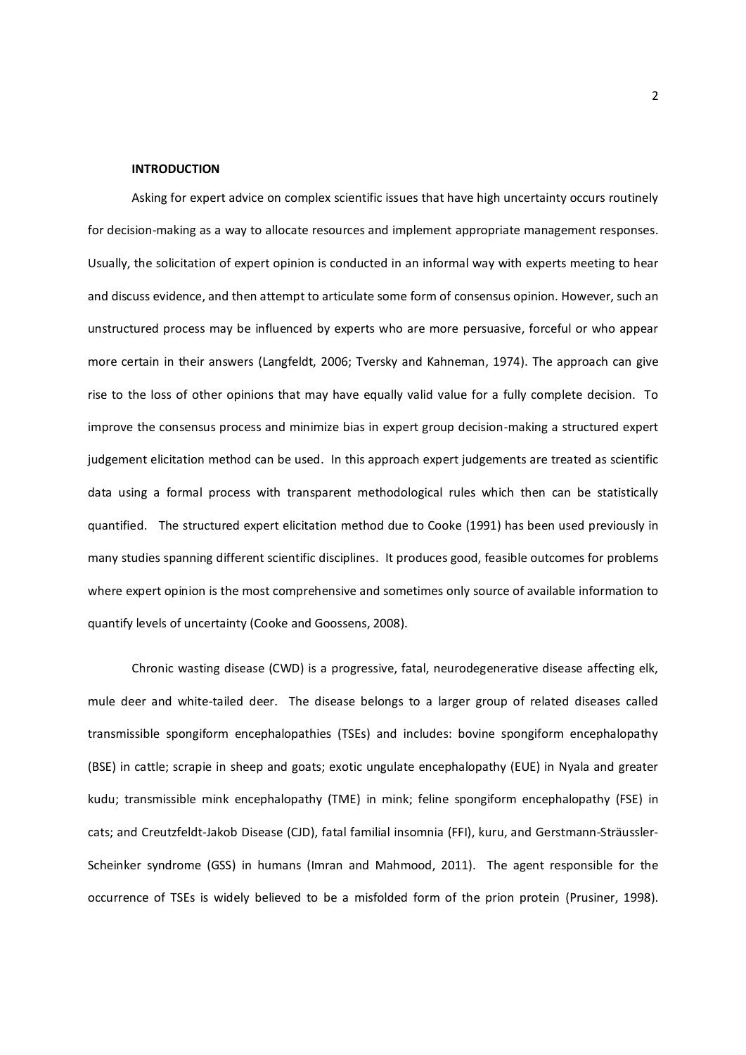**INTRODUCTION**

Asking for expert advice on complex scientific issues that have high uncertainty occurs routinely for decision-making as a way to allocate resources and implement appropriate management responses. Usually, the solicitation of expert opinion is conducted in an informal way with experts meeting to hear and discuss evidence, and then attempt to articulate some form of consensus opinion. However, such an unstructured process may be influenced by experts who are more persuasive, forceful or who appear more certain in their answers (Langfeldt, 2006; Tversky and Kahneman, 1974). The approach can give rise to the loss of other opinions that may have equally valid value for a fully complete decision. To improve the consensus process and minimize bias in expert group decision-making a structured expert judgement elicitation method can be used. In this approach expert judgements are treated as scientific data using a formal process with transparent methodological rules which then can be statistically quantified. The structured expert elicitation method due to Cooke (1991) has been used previously in many studies spanning different scientific disciplines. It produces good, feasible outcomes for problems where expert opinion is the most comprehensive and sometimes only source of available information to quantify levels of uncertainty (Cooke and Goossens, 2008).

Chronic wasting disease (CWD) is a progressive, fatal, neurodegenerative disease affecting elk, mule deer and white-tailed deer. The disease belongs to a larger group of related diseases called transmissible spongiform encephalopathies (TSEs) and includes: bovine spongiform encephalopathy (BSE) in cattle; scrapie in sheep and goats; exotic ungulate encephalopathy (EUE) in Nyala and greater kudu; transmissible mink encephalopathy (TME) in mink; feline spongiform encephalopathy (FSE) in cats; and Creutzfeldt-Jakob Disease (CJD), fatal familial insomnia (FFI), kuru, and Gerstmann-Sträussler-Scheinker syndrome (GSS) in humans (Imran and Mahmood, 2011). The agent responsible for the occurrence of TSEs is widely believed to be a misfolded form of the prion protein (Prusiner, 1998).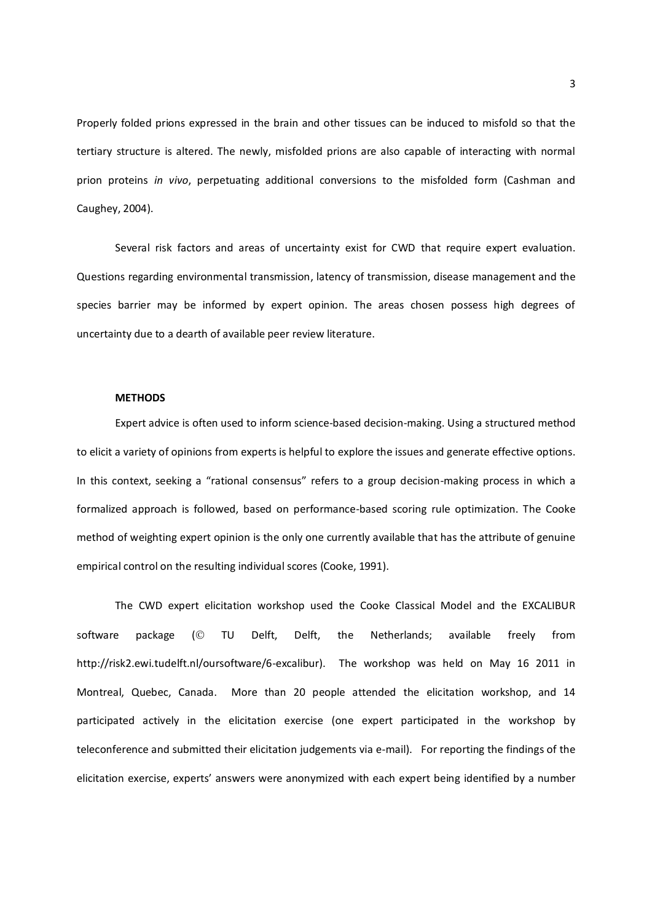Properly folded prions expressed in the brain and other tissues can be induced to misfold so that the tertiary structure is altered. The newly, misfolded prions are also capable of interacting with normal prion proteins *in vivo*, perpetuating additional conversions to the misfolded form (Cashman and Caughey, 2004).

Several risk factors and areas of uncertainty exist for CWD that require expert evaluation. Questions regarding environmental transmission, latency of transmission, disease management and the species barrier may be informed by expert opinion. The areas chosen possess high degrees of uncertainty due to a dearth of available peer review literature.

## METHODS

Expert advice is often used to inform science-based decision-making. Using a structured method to elicit a variety of opinions from experts is helpful to explore the issues and generate effective options. In this context, seeking a "rational consensus" refers to a group decision-making process in which a formalized approach is followed, based on performance-based scoring rule optimization. The Cooke method of weighting expert opinion is the only one currently available that has the attribute of genuine empirical control on the resulting individual scores (Cooke, 1991).

The CWD expert elicitation workshop used the Cooke Classical Model and the EXCALIBUR software package (© TU Delft, Delft, the Netherlands; available freely from http://risk2.ewi.tudelft.nl/oursoftware/6-excalibur). The workshop was held on May 16 2011 in Montreal, Quebec, Canada. More than 20 people attended the elicitation workshop, and 14 participated actively in the elicitation exercise (one expert participated in the workshop by teleconference and submitted their elicitation judgements via e-mail). For reporting the findings of the elicitation exercise, experts' answers were anonymized with each expert being identified by a number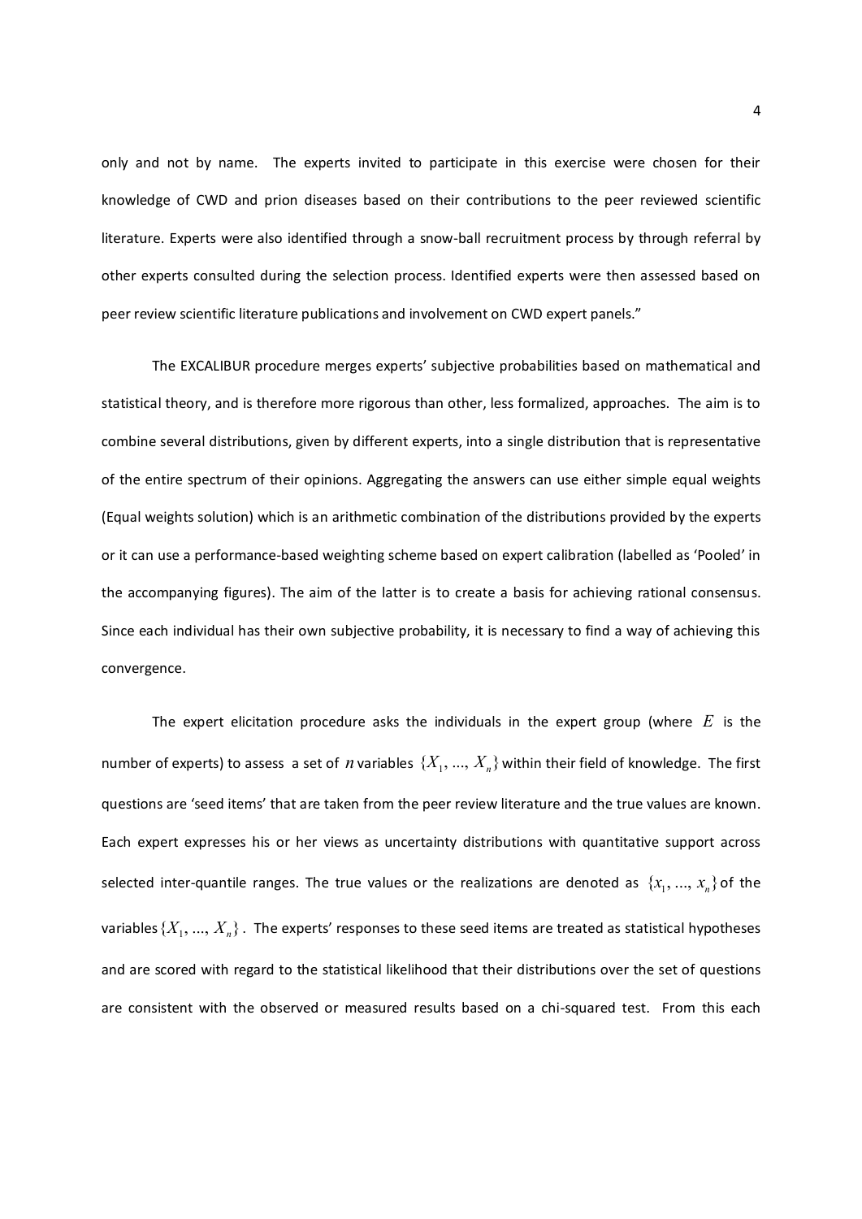only and not by name. The experts invited to participate in this exercise were chosen for their knowledge of CWD and prion diseases based on their contributions to the peer reviewed scientific literature. Experts were also identified through a snow-ball recruitment process by through referral by other experts consulted during the selection process. Identified experts were then assessed based on peer review scientific literature publications and involvement on CWD expert panels."

The EXCALIBUR procedure merges experts' subjective probabilities based on mathematical and statistical theory, and is therefore more rigorous than other, less formalized, approaches. The aim is to combine several distributions, given by different experts, into a single distribution that is representative of the entire spectrum of their opinions. Aggregating the answers can use either simple equal weights (Equal weights solution) which is an arithmetic combination of the distributions provided by the experts or it can use a performance-based weighting scheme based on expert calibration (labelled as 'Pooled' in the accompanying figures). The aim of the latter is to create a basis for achieving rational consensus. Since each individual has their own subjective probability, it is necessary to find a way of achieving this convergence.

The expert elicitation procedure asks the individuals in the expert group (where $E$ is the number of experts) to assess a set of $n$ variables $\{X_1, ..., X_n\}$ within their field of knowledge. The first questions are 'seed items' that are taken from the peer review literature and the true values are known. Each expert expresses his or her views as uncertainty distributions with quantitative support across selected inter-quantile ranges. The true values or the realizations are denoted as $\{x_1, ..., x_n\}$ of the variables $\{X_1, ..., X_n\}$. The experts' responses to these seed items are treated as statistical hypotheses and are scored with regard to the statistical likelihood that their distributions over the set of questions are consistent with the observed or measured results based on a chi-squared test. From this each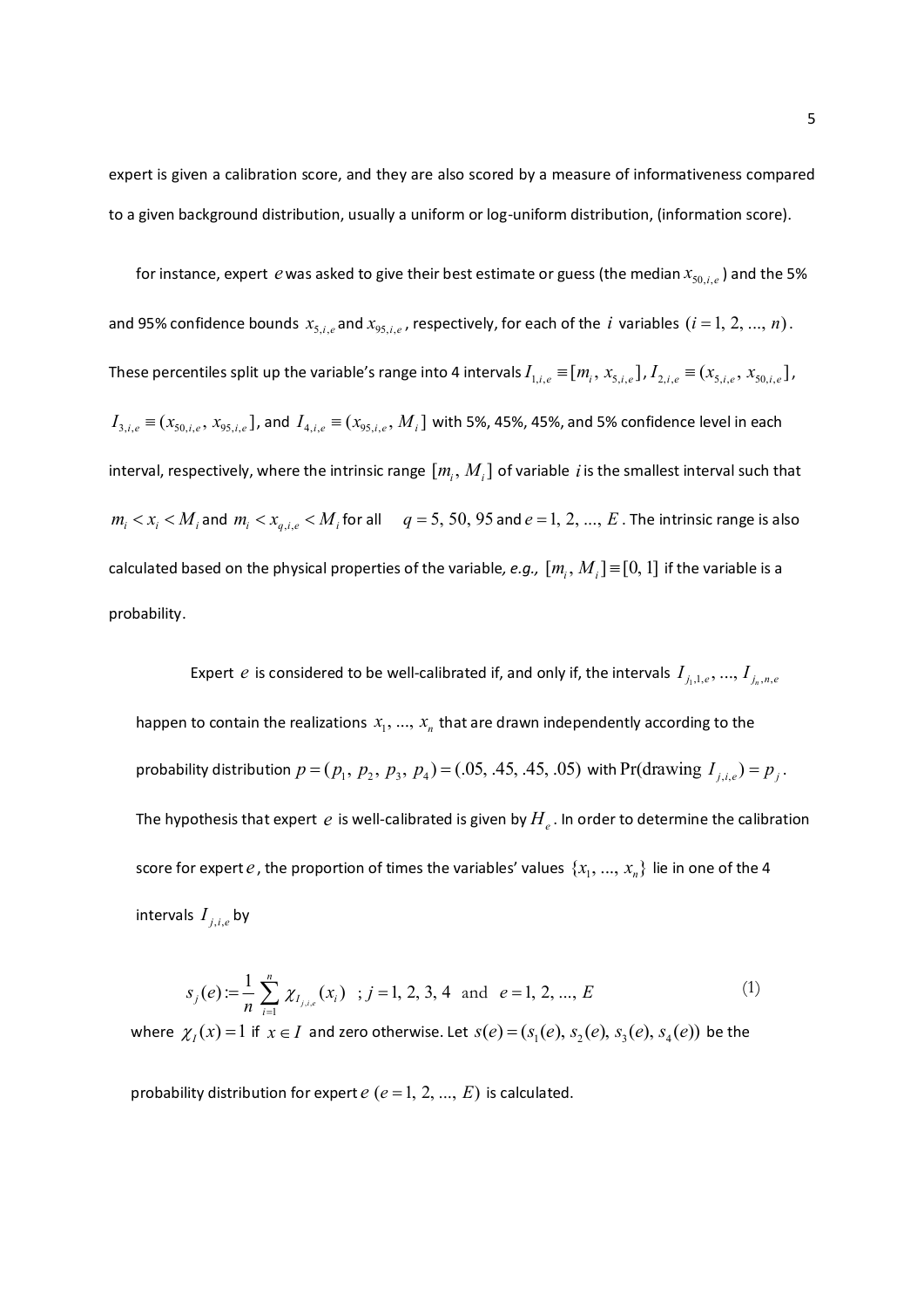expert is given a calibration score, and they are also scored by a measure of informativeness compared to a given background distribution, usually a uniform or log-uniform distribution, (information score).

for instance, expert $e$ was asked to give their best estimate or guess (the median $x_{50,i,e}$) and the 5% and 95% confidence bounds $x_{5,i,e}$ and $x_{95,i,e}$, respectively, for each of the $i$ variables $(i = 1, 2, ..., n)$. These percentiles split up the variable's range into 4 intervals $I_{1,i,e} \equiv [m_i, x_{5,i,e}]$, $I_{2,i,e} \equiv (x_{5,i,e}, x_{50,i,e}]$, $I_{3,i,e} \equiv (x_{50,i,e}, x_{95,i,e}]$, and $I_{4,i,e} \equiv (x_{95,i,e}, M_i]$ with 5%, 45%, 45%, and 5% confidence level in each interval, respectively, where the intrinsic range $[m_i, M_i]$ of variable $i$ is the smallest interval such that $m_i < x_i < M_i$ and $m_i < x_{q,i,e} < M_i$ for all $q = 5, 50, 95$ and $e = 1, 2, ..., E$. The intrinsic range is also calculated based on the physical properties of the variable, *e.g.,* $[m_i, M_i] \equiv [0, 1]$ if the variable is a probability.

Expert $e$ is considered to be well-calibrated if, and only if, the intervals $I_{j_1,1,e}, ..., I_{j_n,n,e}$ happen to contain the realizations $x_1, ..., x_n$ that are drawn independently according to the probability distribution $p = (p_1, p_2, p_3, p_4) = (.05, .45, .45, .05)$ with $\Pr(\text{drawing } I_{j,i,e}) = p_j$. The hypothesis that expert $e$ is well-calibrated is given by $H_e$. In order to determine the calibration score for expert $e$, the proportion of times the variables' values $\{x_1, ..., x_n\}$ lie in one of the 4 intervals $I_{j,i,e}$ by

$$s_j(e) := \frac{1}{n} \sum_{i=1}^{n} \chi_{I_{j,i,e}}(x_i) \quad ; j = 1, 2, 3, 4 \text{ and } e = 1, 2, ..., E \tag{1}$$

where $\chi_I(x) = 1$ if $x \in I$ and zero otherwise. Let $s(e) = (s_1(e), s_2(e), s_3(e), s_4(e))$ be the probability distribution for expert $e$ $(e = 1, 2, ..., E)$ is calculated.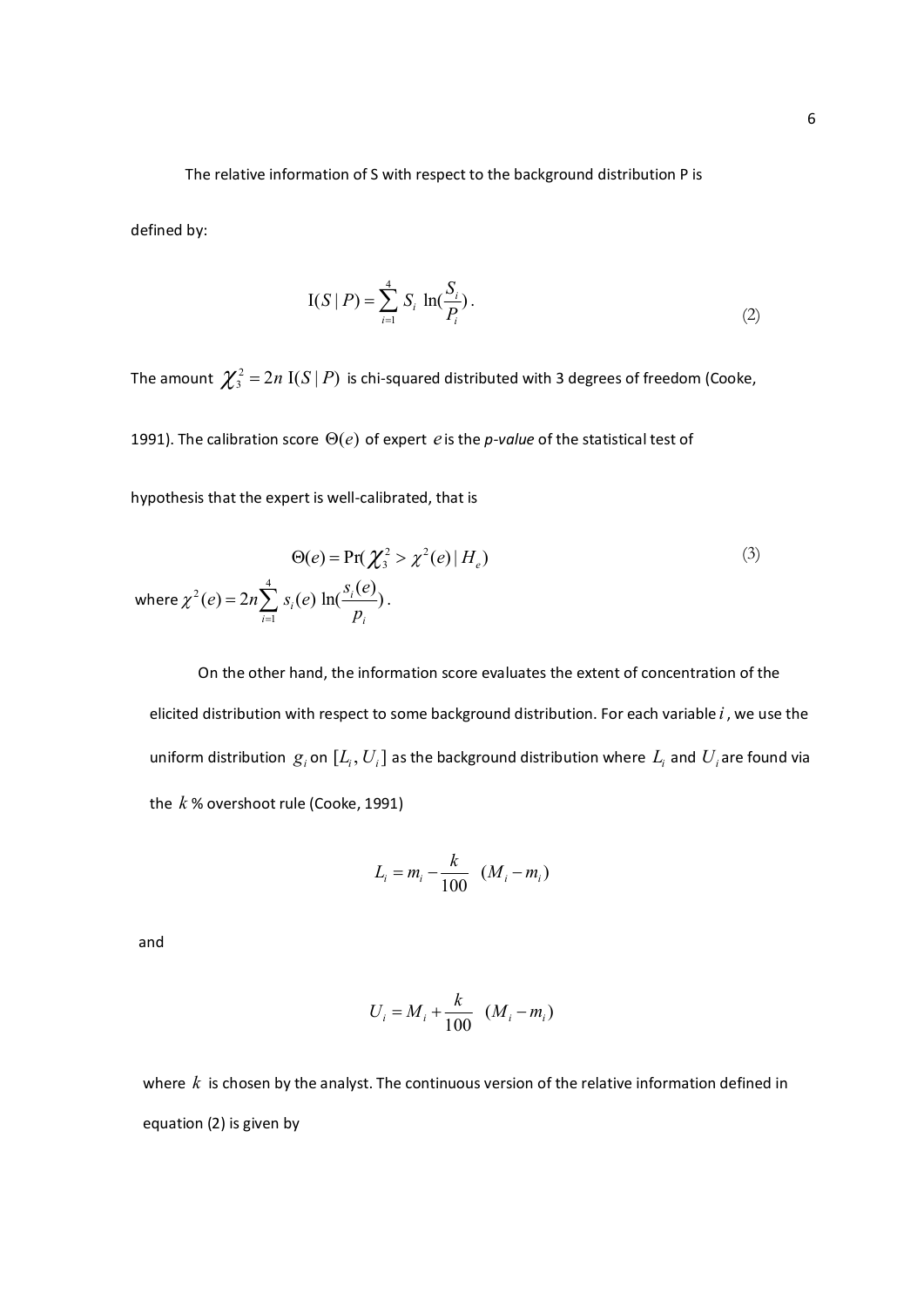The relative information of S with respect to the background distribution P is defined by:

$$\mathrm{I}(S \mid P) = \sum_{i=1}^{4} S_i \ \ln(\frac{S_i}{P_i}) . \tag{2}$$

The amount $\chi_3^2 = 2n \ \mathrm{I}(S \mid P)$ is chi-squared distributed with 3 degrees of freedom (Cooke, 1991). The calibration score $\Theta(e)$ of expert $e$ is the *p-value* of the statistical test of hypothesis that the expert is well-calibrated, that is

$$\Theta(e) = \Pr(\chi_3^2 > \chi^2(e) \mid H_e) \tag{3}$$

where $\chi^2(e) = 2n \sum_{i=1}^{4} s_i(e) \ \ln(\frac{s_i(e)}{p_i})$.

On the other hand, the information score evaluates the extent of concentration of the elicited distribution with respect to some background distribution. For each variable $i$, we use the uniform distribution $g_i$ on $[L_i, U_i]$ as the background distribution where $L_i$ and $U_i$ are found via the $k$ % overshoot rule (Cooke, 1991)

$$L_i = m_i - \frac{k}{100} \ \ (M_i - m_i)$$

and

$$U_i = M_i + \frac{k}{100} \ \ (M_i - m_i)$$

where $k$ is chosen by the analyst. The continuous version of the relative information defined in equation (2) is given by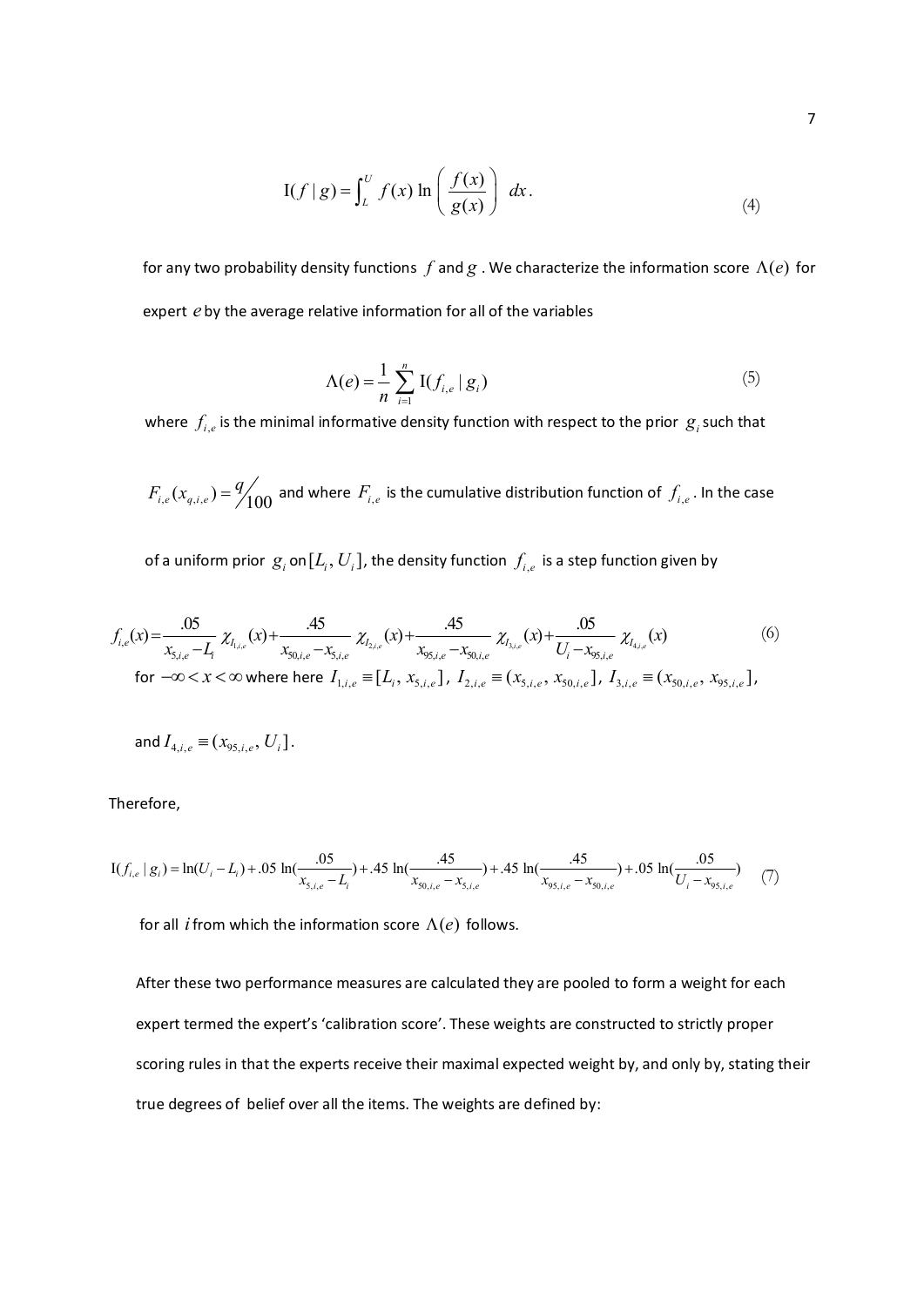$$\mathrm{I}(f \mid g) = \int_L^U f(x) \ln\left(\frac{f(x)}{g(x)}\right) dx. \tag{4}$$

for any two probability density functions $f$ and $g$. We characterize the information score $\Lambda(e)$ for expert $e$ by the average relative information for all of the variables

$$\Lambda(e) = \frac{1}{n} \sum_{i=1}^{n} \mathrm{I}(f_{i,e} \mid g_i) \tag{5}$$

where $f_{i,e}$ is the minimal informative density function with respect to the prior $g_i$ such that

$F_{i,e}(x_{q,i,e}) = q/100$ and where $F_{i,e}$ is the cumulative distribution function of $f_{i,e}$. In the case

of a uniform prior $g_i$ on $[L_i, U_i]$, the density function $f_{i,e}$ is a step function given by

$$f_{i,e}(x) = \frac{.05}{x_{5,i,e} - L_i} \chi_{I_{1,i,e}}(x) + \frac{.45}{x_{50,i,e} - x_{5,i,e}} \chi_{I_{2,i,e}}(x) + \frac{.45}{x_{95,i,e} - x_{50,i,e}} \chi_{I_{3,i,e}}(x) + \frac{.05}{U_i - x_{95,i,e}} \chi_{I_{4,i,e}}(x) \tag{6}$$

for $-\infty < x < \infty$ where here $I_{1,i,e} \equiv [L_i, x_{5,i,e}]$, $I_{2,i,e} \equiv (x_{5,i,e}, x_{50,i,e}]$, $I_{3,i,e} \equiv (x_{50,i,e}, x_{95,i,e}]$,

and $I_{4,i,e} \equiv (x_{95,i,e}, U_i]$.

Therefore,

$$\mathrm{I}(f_{i,e} \mid g_i) = \ln(U_i - L_i) + .05 \ln\left(\frac{.05}{x_{5,i,e} - L_i}\right) + .45 \ln\left(\frac{.45}{x_{50,i,e} - x_{5,i,e}}\right) + .45 \ln\left(\frac{.45}{x_{95,i,e} - x_{50,i,e}}\right) + .05 \ln\left(\frac{.05}{U_i - x_{95,i,e}}\right) \tag{7}$$

for all $i$ from which the information score $\Lambda(e)$ follows.

After these two performance measures are calculated they are pooled to form a weight for each expert termed the expert's 'calibration score'. These weights are constructed to strictly proper scoring rules in that the experts receive their maximal expected weight by, and only by, stating their true degrees of belief over all the items. The weights are defined by: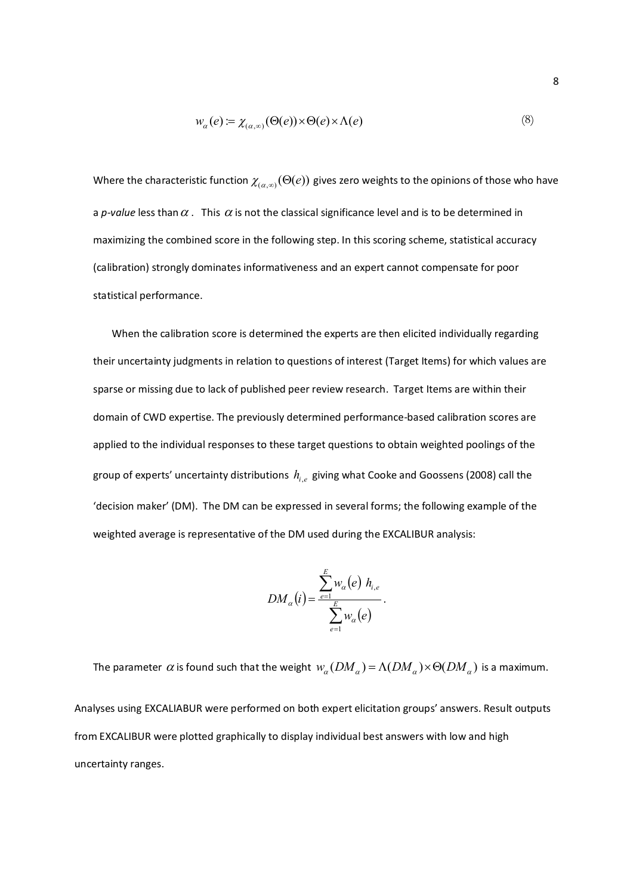$$w_\alpha(e) := \chi_{(\alpha,\infty)}(\Theta(e)) \times \Theta(e) \times \Lambda(e) \tag{8}$$

Where the characteristic function $\chi_{(\alpha,\infty)}(\Theta(e))$ gives zero weights to the opinions of those who have a *p-value* less than $\alpha$. This $\alpha$ is not the classical significance level and is to be determined in maximizing the combined score in the following step. In this scoring scheme, statistical accuracy (calibration) strongly dominates informativeness and an expert cannot compensate for poor statistical performance.

When the calibration score is determined the experts are then elicited individually regarding their uncertainty judgments in relation to questions of interest (Target Items) for which values are sparse or missing due to lack of published peer review research. Target Items are within their domain of CWD expertise. The previously determined performance-based calibration scores are applied to the individual responses to these target questions to obtain weighted poolings of the group of experts' uncertainty distributions $h_{i,e}$ giving what Cooke and Goossens (2008) call the 'decision maker' (DM). The DM can be expressed in several forms; the following example of the weighted average is representative of the DM used during the EXCALIBUR analysis:

$$DM_\alpha(i) = \frac{\sum_{e=1}^{E} w_\alpha(e)\ h_{i,e}}{\sum_{e=1}^{E} w_\alpha(e)}.$$

The parameter $\alpha$ is found such that the weight $w_\alpha(DM_\alpha) = \Lambda(DM_\alpha) \times \Theta(DM_\alpha)$ is a maximum.

Analyses using EXCALIABUR were performed on both expert elicitation groups' answers. Result outputs from EXCALIBUR were plotted graphically to display individual best answers with low and high uncertainty ranges.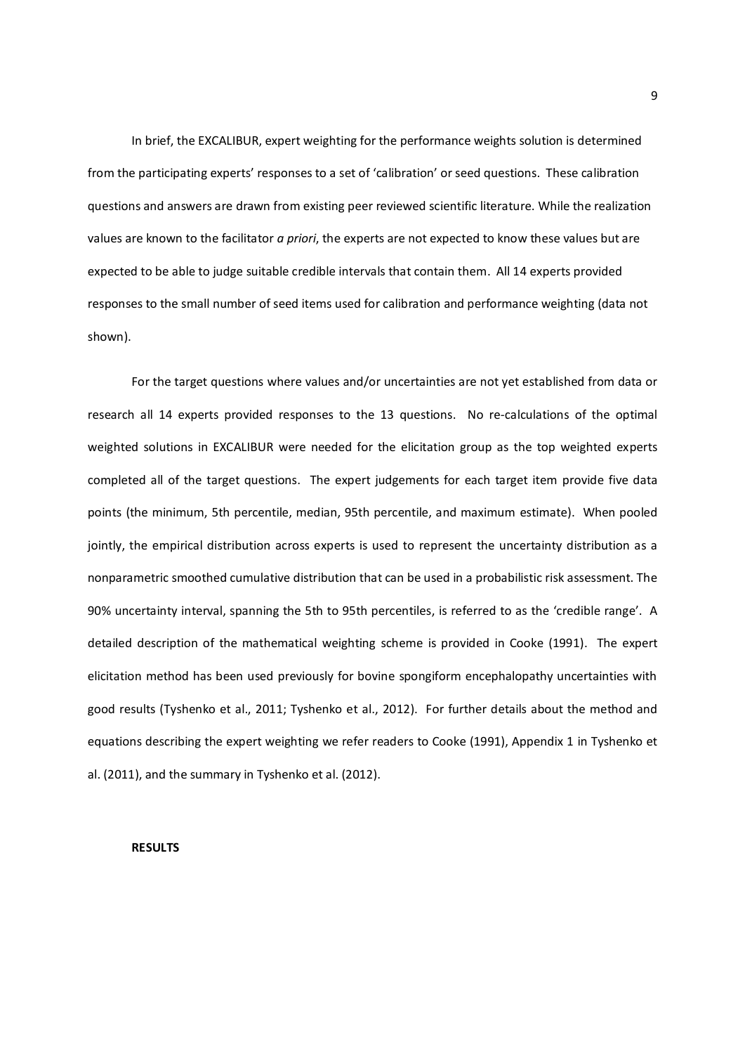In brief, the EXCALIBUR, expert weighting for the performance weights solution is determined from the participating experts' responses to a set of 'calibration' or seed questions. These calibration questions and answers are drawn from existing peer reviewed scientific literature. While the realization values are known to the facilitator *a priori*, the experts are not expected to know these values but are expected to be able to judge suitable credible intervals that contain them. All 14 experts provided responses to the small number of seed items used for calibration and performance weighting (data not shown).

For the target questions where values and/or uncertainties are not yet established from data or research all 14 experts provided responses to the 13 questions. No re-calculations of the optimal weighted solutions in EXCALIBUR were needed for the elicitation group as the top weighted experts completed all of the target questions. The expert judgements for each target item provide five data points (the minimum, 5th percentile, median, 95th percentile, and maximum estimate). When pooled jointly, the empirical distribution across experts is used to represent the uncertainty distribution as a nonparametric smoothed cumulative distribution that can be used in a probabilistic risk assessment. The 90% uncertainty interval, spanning the 5th to 95th percentiles, is referred to as the 'credible range'. A detailed description of the mathematical weighting scheme is provided in Cooke (1991). The expert elicitation method has been used previously for bovine spongiform encephalopathy uncertainties with good results (Tyshenko et al., 2011; Tyshenko et al., 2012). For further details about the method and equations describing the expert weighting we refer readers to Cooke (1991), Appendix 1 in Tyshenko et al. (2011), and the summary in Tyshenko et al. (2012).

**RESULTS**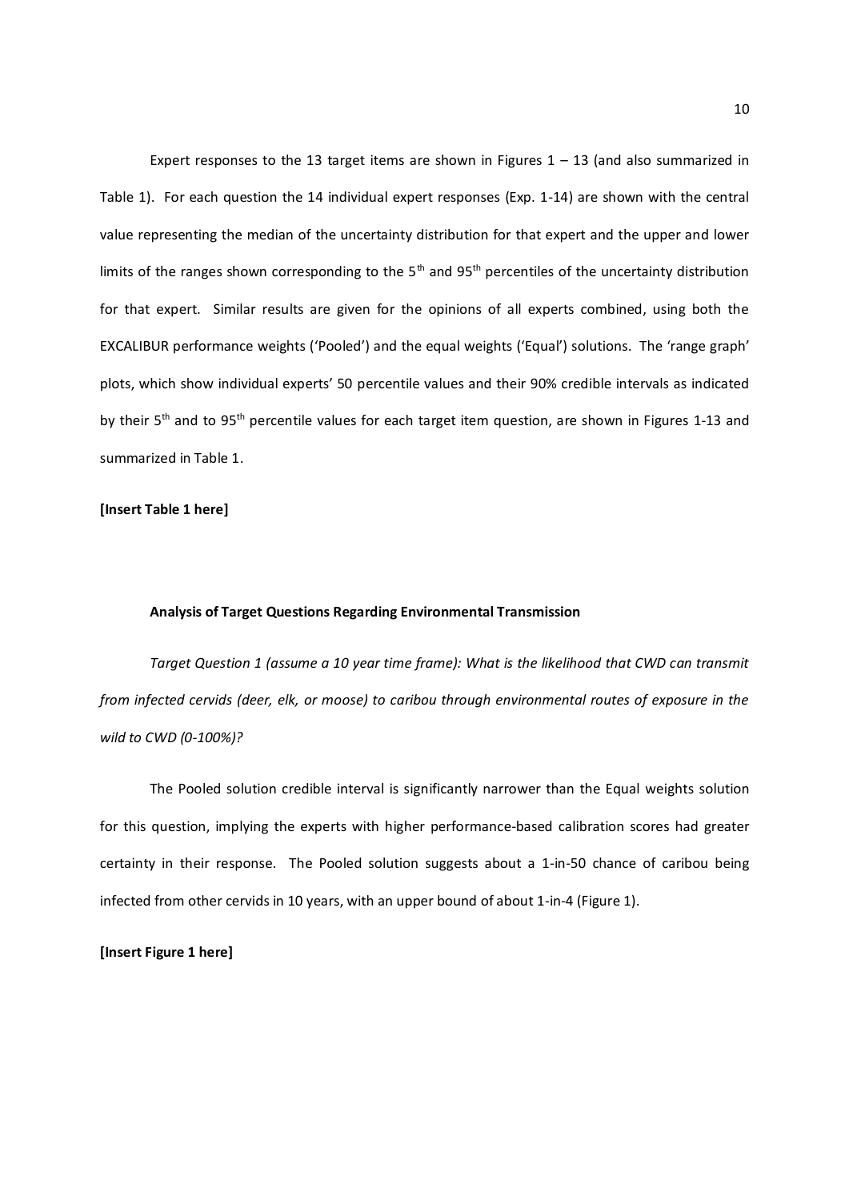Expert responses to the 13 target items are shown in Figures 1 – 13 (and also summarized in Table 1). For each question the 14 individual expert responses (Exp. 1-14) are shown with the central value representing the median of the uncertainty distribution for that expert and the upper and lower limits of the ranges shown corresponding to the 5th and 95th percentiles of the uncertainty distribution for that expert. Similar results are given for the opinions of all experts combined, using both the EXCALIBUR performance weights ('Pooled') and the equal weights ('Equal') solutions. The 'range graph' plots, which show individual experts' 50 percentile values and their 90% credible intervals as indicated by their 5th and to 95th percentile values for each target item question, are shown in Figures 1-13 and summarized in Table 1.

**[Insert Table 1 here]**

### Analysis of Target Questions Regarding Environmental Transmission

*Target Question 1 (assume a 10 year time frame): What is the likelihood that CWD can transmit from infected cervids (deer, elk, or moose) to caribou through environmental routes of exposure in the wild to CWD (0-100%)?*

The Pooled solution credible interval is significantly narrower than the Equal weights solution for this question, implying the experts with higher performance-based calibration scores had greater certainty in their response. The Pooled solution suggests about a 1-in-50 chance of caribou being infected from other cervids in 10 years, with an upper bound of about 1-in-4 (Figure 1).

**[Insert Figure 1 here]**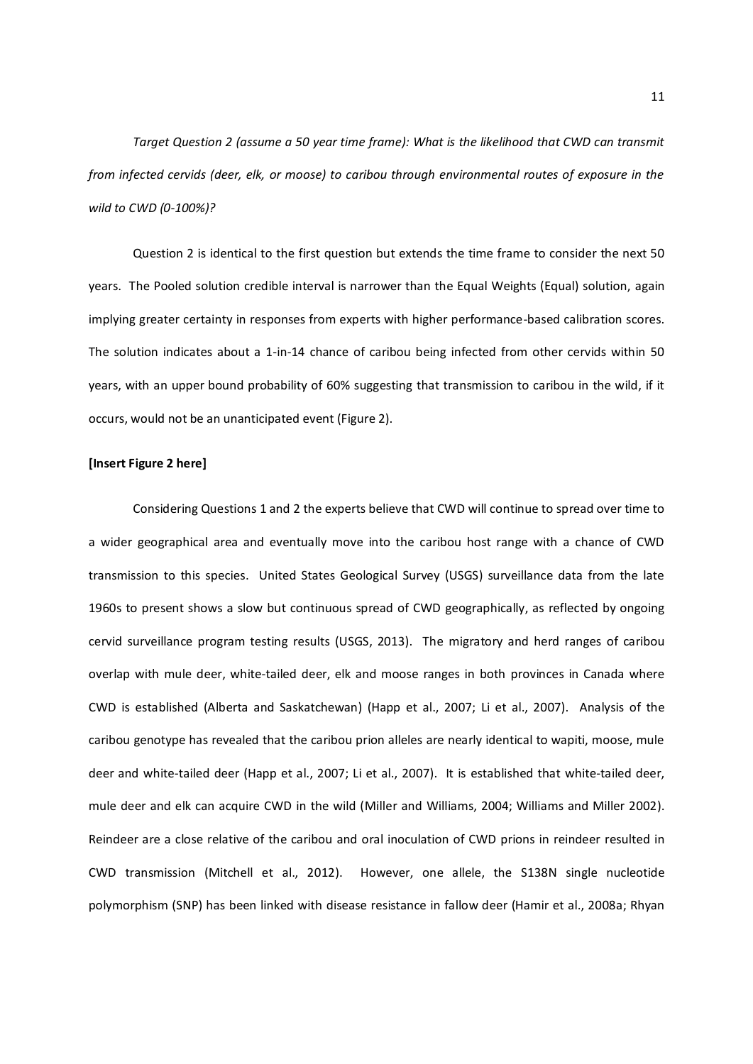*Target Question 2 (assume a 50 year time frame): What is the likelihood that CWD can transmit from infected cervids (deer, elk, or moose) to caribou through environmental routes of exposure in the wild to CWD (0-100%)?*

Question 2 is identical to the first question but extends the time frame to consider the next 50 years. The Pooled solution credible interval is narrower than the Equal Weights (Equal) solution, again implying greater certainty in responses from experts with higher performance-based calibration scores. The solution indicates about a 1-in-14 chance of caribou being infected from other cervids within 50 years, with an upper bound probability of 60% suggesting that transmission to caribou in the wild, if it occurs, would not be an unanticipated event (Figure 2).

**[Insert Figure 2 here]**

Considering Questions 1 and 2 the experts believe that CWD will continue to spread over time to a wider geographical area and eventually move into the caribou host range with a chance of CWD transmission to this species. United States Geological Survey (USGS) surveillance data from the late 1960s to present shows a slow but continuous spread of CWD geographically, as reflected by ongoing cervid surveillance program testing results (USGS, 2013). The migratory and herd ranges of caribou overlap with mule deer, white-tailed deer, elk and moose ranges in both provinces in Canada where CWD is established (Alberta and Saskatchewan) (Happ et al., 2007; Li et al., 2007). Analysis of the caribou genotype has revealed that the caribou prion alleles are nearly identical to wapiti, moose, mule deer and white-tailed deer (Happ et al., 2007; Li et al., 2007). It is established that white-tailed deer, mule deer and elk can acquire CWD in the wild (Miller and Williams, 2004; Williams and Miller 2002). Reindeer are a close relative of the caribou and oral inoculation of CWD prions in reindeer resulted in CWD transmission (Mitchell et al., 2012). However, one allele, the S138N single nucleotide polymorphism (SNP) has been linked with disease resistance in fallow deer (Hamir et al., 2008a; Rhyan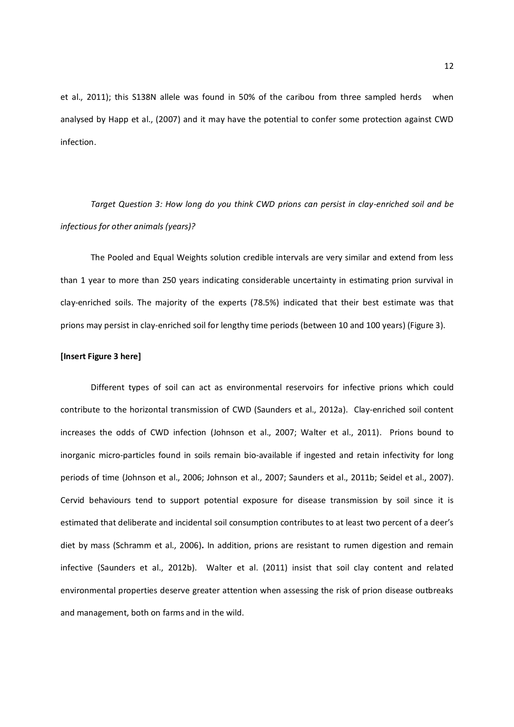et al., 2011); this S138N allele was found in 50% of the caribou from three sampled herds when analysed by Happ et al., (2007) and it may have the potential to confer some protection against CWD infection.

*Target Question 3: How long do you think CWD prions can persist in clay-enriched soil and be infectious for other animals (years)?*

The Pooled and Equal Weights solution credible intervals are very similar and extend from less than 1 year to more than 250 years indicating considerable uncertainty in estimating prion survival in clay-enriched soils. The majority of the experts (78.5%) indicated that their best estimate was that prions may persist in clay-enriched soil for lengthy time periods (between 10 and 100 years) (Figure 3).

**[Insert Figure 3 here]**

Different types of soil can act as environmental reservoirs for infective prions which could contribute to the horizontal transmission of CWD (Saunders et al., 2012a). Clay-enriched soil content increases the odds of CWD infection (Johnson et al., 2007; Walter et al., 2011). Prions bound to inorganic micro-particles found in soils remain bio-available if ingested and retain infectivity for long periods of time (Johnson et al., 2006; Johnson et al., 2007; Saunders et al., 2011b; Seidel et al., 2007). Cervid behaviours tend to support potential exposure for disease transmission by soil since it is estimated that deliberate and incidental soil consumption contributes to at least two percent of a deer's diet by mass (Schramm et al., 2006). In addition, prions are resistant to rumen digestion and remain infective (Saunders et al., 2012b). Walter et al. (2011) insist that soil clay content and related environmental properties deserve greater attention when assessing the risk of prion disease outbreaks and management, both on farms and in the wild.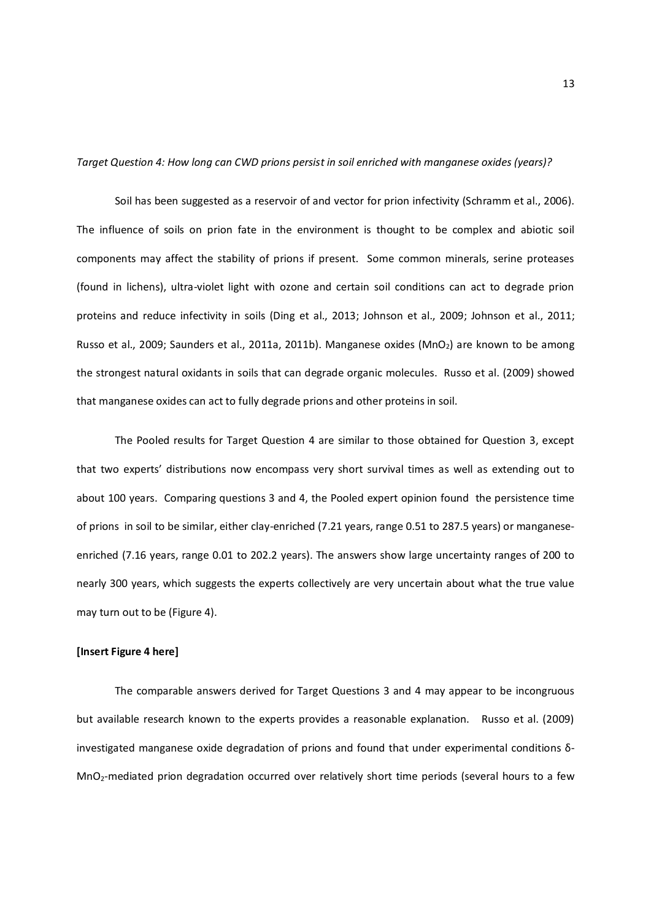*Target Question 4: How long can CWD prions persist in soil enriched with manganese oxides (years)?*

Soil has been suggested as a reservoir of and vector for prion infectivity (Schramm et al., 2006). The influence of soils on prion fate in the environment is thought to be complex and abiotic soil components may affect the stability of prions if present. Some common minerals, serine proteases (found in lichens), ultra-violet light with ozone and certain soil conditions can act to degrade prion proteins and reduce infectivity in soils (Ding et al., 2013; Johnson et al., 2009; Johnson et al., 2011; Russo et al., 2009; Saunders et al., 2011a, 2011b). Manganese oxides ($MnO_2$) are known to be among the strongest natural oxidants in soils that can degrade organic molecules. Russo et al. (2009) showed that manganese oxides can act to fully degrade prions and other proteins in soil.

The Pooled results for Target Question 4 are similar to those obtained for Question 3, except that two experts' distributions now encompass very short survival times as well as extending out to about 100 years. Comparing questions 3 and 4, the Pooled expert opinion found the persistence time of prions in soil to be similar, either clay-enriched (7.21 years, range 0.51 to 287.5 years) or manganese-enriched (7.16 years, range 0.01 to 202.2 years). The answers show large uncertainty ranges of 200 to nearly 300 years, which suggests the experts collectively are very uncertain about what the true value may turn out to be (Figure 4).

**[Insert Figure 4 here]**

The comparable answers derived for Target Questions 3 and 4 may appear to be incongruous but available research known to the experts provides a reasonable explanation. Russo et al. (2009) investigated manganese oxide degradation of prions and found that under experimental conditions δ-$MnO_2$-mediated prion degradation occurred over relatively short time periods (several hours to a few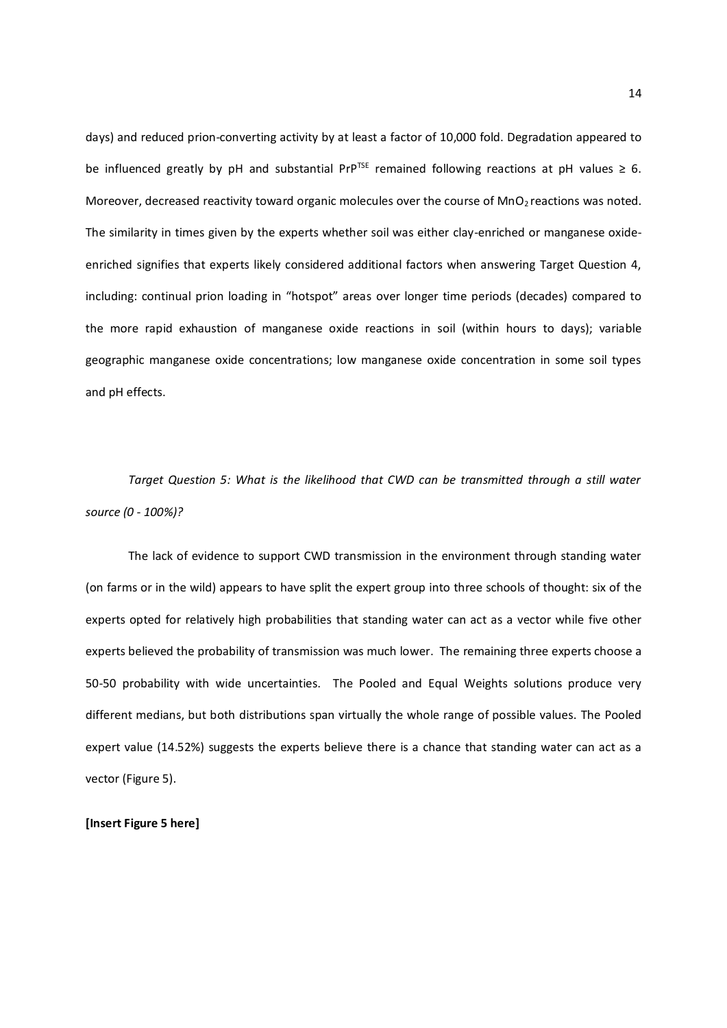days) and reduced prion-converting activity by at least a factor of 10,000 fold. Degradation appeared to be influenced greatly by pH and substantial $PrP^{TSE}$ remained following reactions at pH values ≥ 6. Moreover, decreased reactivity toward organic molecules over the course of $MnO_2$ reactions was noted. The similarity in times given by the experts whether soil was either clay-enriched or manganese oxide-enriched signifies that experts likely considered additional factors when answering Target Question 4, including: continual prion loading in "hotspot" areas over longer time periods (decades) compared to the more rapid exhaustion of manganese oxide reactions in soil (within hours to days); variable geographic manganese oxide concentrations; low manganese oxide concentration in some soil types and pH effects.

*Target Question 5: What is the likelihood that CWD can be transmitted through a still water source (0 - 100%)?*

The lack of evidence to support CWD transmission in the environment through standing water (on farms or in the wild) appears to have split the expert group into three schools of thought: six of the experts opted for relatively high probabilities that standing water can act as a vector while five other experts believed the probability of transmission was much lower. The remaining three experts choose a 50-50 probability with wide uncertainties. The Pooled and Equal Weights solutions produce very different medians, but both distributions span virtually the whole range of possible values. The Pooled expert value (14.52%) suggests the experts believe there is a chance that standing water can act as a vector (Figure 5).

**[Insert Figure 5 here]**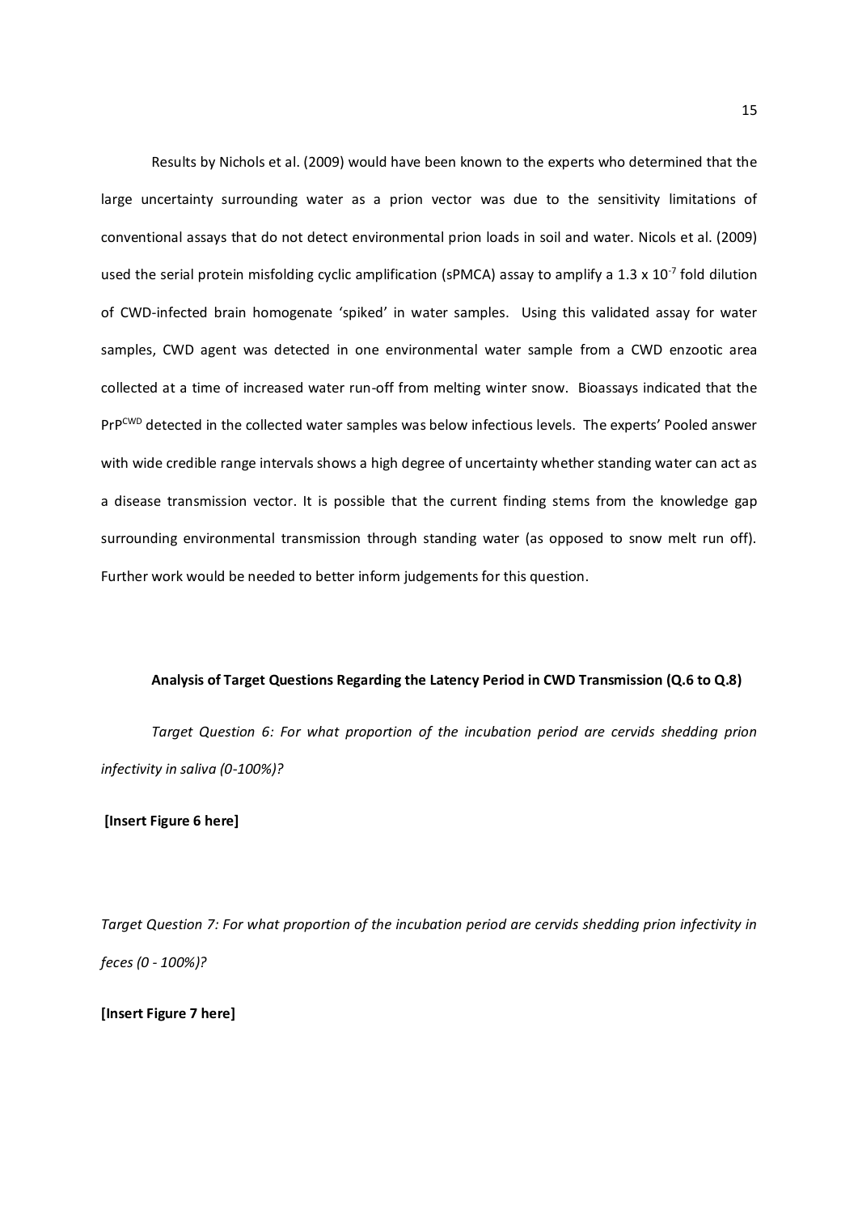Results by Nichols et al. (2009) would have been known to the experts who determined that the large uncertainty surrounding water as a prion vector was due to the sensitivity limitations of conventional assays that do not detect environmental prion loads in soil and water. Nicols et al. (2009) used the serial protein misfolding cyclic amplification (sPMCA) assay to amplify a $1.3 \times 10^{-7}$ fold dilution of CWD-infected brain homogenate 'spiked' in water samples. Using this validated assay for water samples, CWD agent was detected in one environmental water sample from a CWD enzootic area collected at a time of increased water run-off from melting winter snow. Bioassays indicated that the $PrP^{CWD}$ detected in the collected water samples was below infectious levels. The experts' Pooled answer with wide credible range intervals shows a high degree of uncertainty whether standing water can act as a disease transmission vector. It is possible that the current finding stems from the knowledge gap surrounding environmental transmission through standing water (as opposed to snow melt run off). Further work would be needed to better inform judgements for this question.

**Analysis of Target Questions Regarding the Latency Period in CWD Transmission (Q.6 to Q.8)**

*Target Question 6: For what proportion of the incubation period are cervids shedding prion infectivity in saliva (0-100%)?*

**[Insert Figure 6 here]**

*Target Question 7: For what proportion of the incubation period are cervids shedding prion infectivity in feces (0 - 100%)?*

**[Insert Figure 7 here]**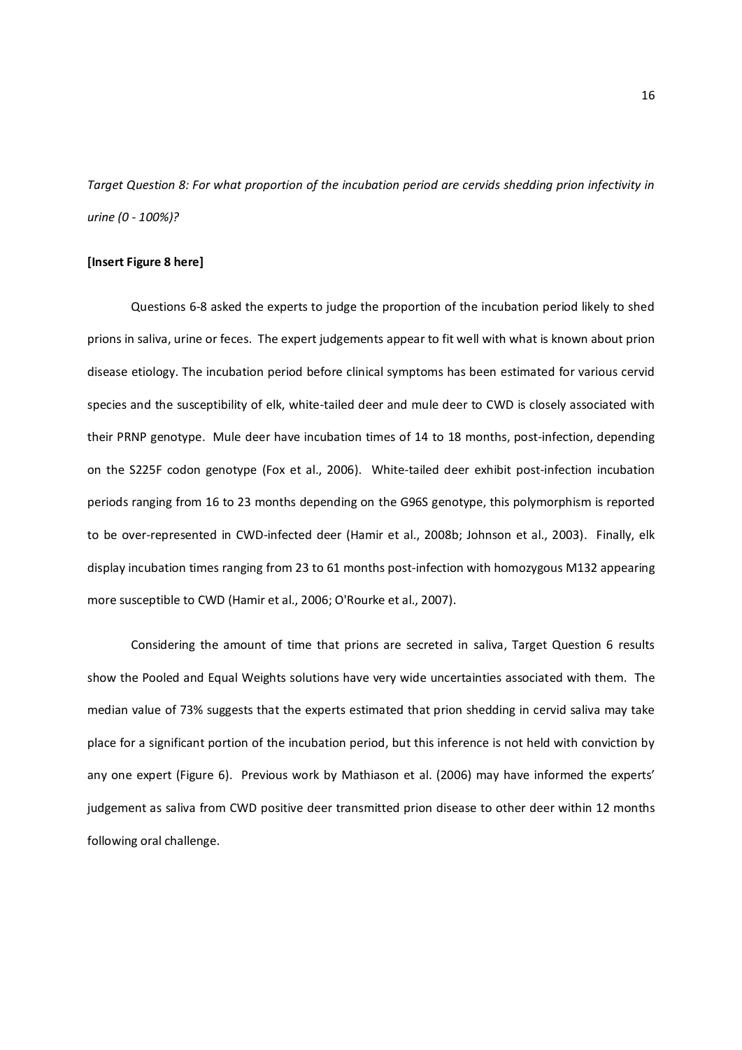*Target Question 8: For what proportion of the incubation period are cervids shedding prion infectivity in urine (0 - 100%)?*

**[Insert Figure 8 here]**

Questions 6-8 asked the experts to judge the proportion of the incubation period likely to shed prions in saliva, urine or feces. The expert judgements appear to fit well with what is known about prion disease etiology. The incubation period before clinical symptoms has been estimated for various cervid species and the susceptibility of elk, white-tailed deer and mule deer to CWD is closely associated with their PRNP genotype. Mule deer have incubation times of 14 to 18 months, post-infection, depending on the S225F codon genotype (Fox et al., 2006). White-tailed deer exhibit post-infection incubation periods ranging from 16 to 23 months depending on the G96S genotype, this polymorphism is reported to be over-represented in CWD-infected deer (Hamir et al., 2008b; Johnson et al., 2003). Finally, elk display incubation times ranging from 23 to 61 months post-infection with homozygous M132 appearing more susceptible to CWD (Hamir et al., 2006; O'Rourke et al., 2007).

Considering the amount of time that prions are secreted in saliva, Target Question 6 results show the Pooled and Equal Weights solutions have very wide uncertainties associated with them. The median value of 73% suggests that the experts estimated that prion shedding in cervid saliva may take place for a significant portion of the incubation period, but this inference is not held with conviction by any one expert (Figure 6). Previous work by Mathiason et al. (2006) may have informed the experts' judgement as saliva from CWD positive deer transmitted prion disease to other deer within 12 months following oral challenge.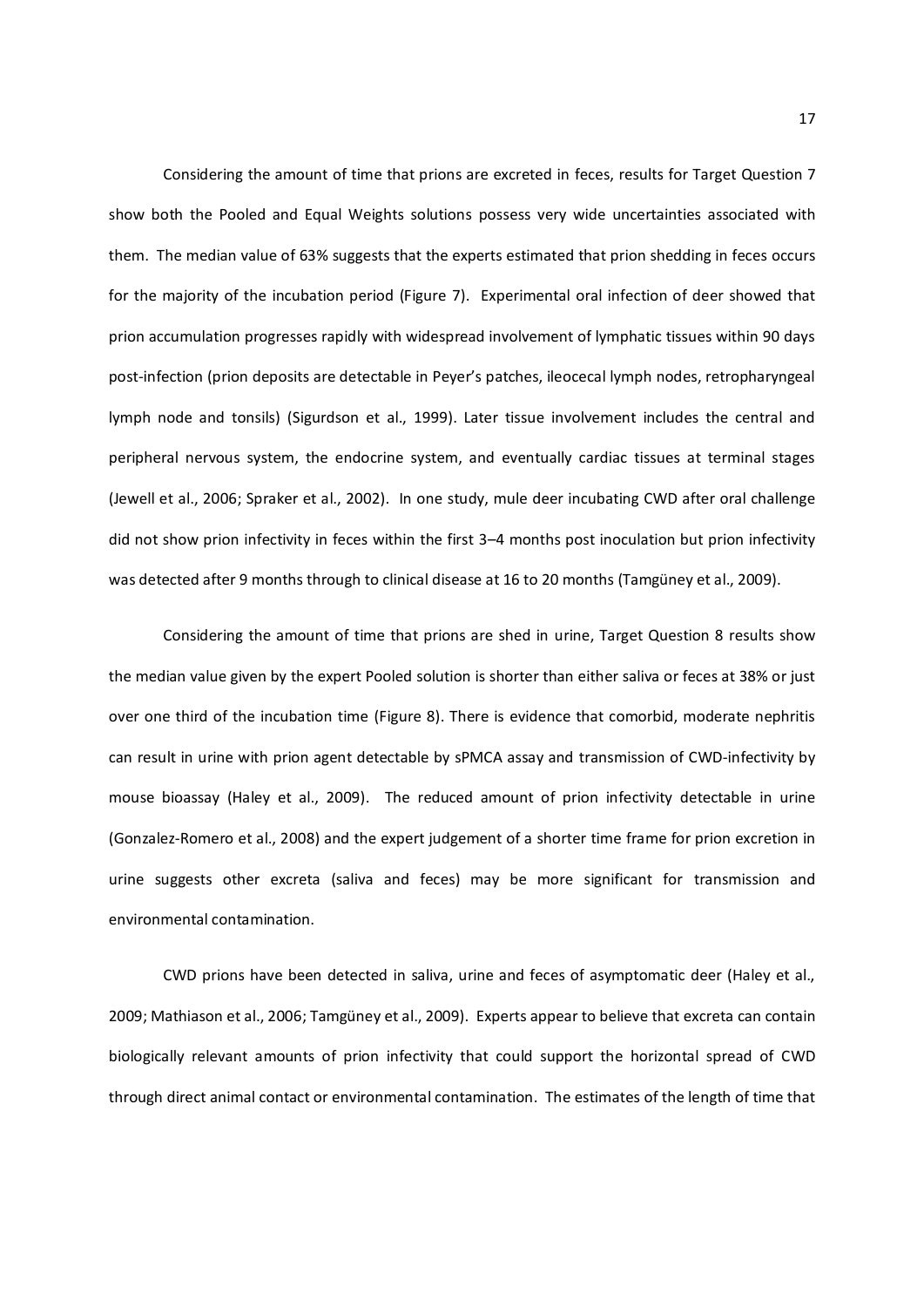Considering the amount of time that prions are excreted in feces, results for Target Question 7 show both the Pooled and Equal Weights solutions possess very wide uncertainties associated with them. The median value of 63% suggests that the experts estimated that prion shedding in feces occurs for the majority of the incubation period (Figure 7). Experimental oral infection of deer showed that prion accumulation progresses rapidly with widespread involvement of lymphatic tissues within 90 days post-infection (prion deposits are detectable in Peyer's patches, ileocecal lymph nodes, retropharyngeal lymph node and tonsils) (Sigurdson et al., 1999). Later tissue involvement includes the central and peripheral nervous system, the endocrine system, and eventually cardiac tissues at terminal stages (Jewell et al., 2006; Spraker et al., 2002). In one study, mule deer incubating CWD after oral challenge did not show prion infectivity in feces within the first 3–4 months post inoculation but prion infectivity was detected after 9 months through to clinical disease at 16 to 20 months (Tamgüney et al., 2009).

Considering the amount of time that prions are shed in urine, Target Question 8 results show the median value given by the expert Pooled solution is shorter than either saliva or feces at 38% or just over one third of the incubation time (Figure 8). There is evidence that comorbid, moderate nephritis can result in urine with prion agent detectable by sPMCA assay and transmission of CWD-infectivity by mouse bioassay (Haley et al., 2009). The reduced amount of prion infectivity detectable in urine (Gonzalez-Romero et al., 2008) and the expert judgement of a shorter time frame for prion excretion in urine suggests other excreta (saliva and feces) may be more significant for transmission and environmental contamination.

CWD prions have been detected in saliva, urine and feces of asymptomatic deer (Haley et al., 2009; Mathiason et al., 2006; Tamgüney et al., 2009). Experts appear to believe that excreta can contain biologically relevant amounts of prion infectivity that could support the horizontal spread of CWD through direct animal contact or environmental contamination. The estimates of the length of time that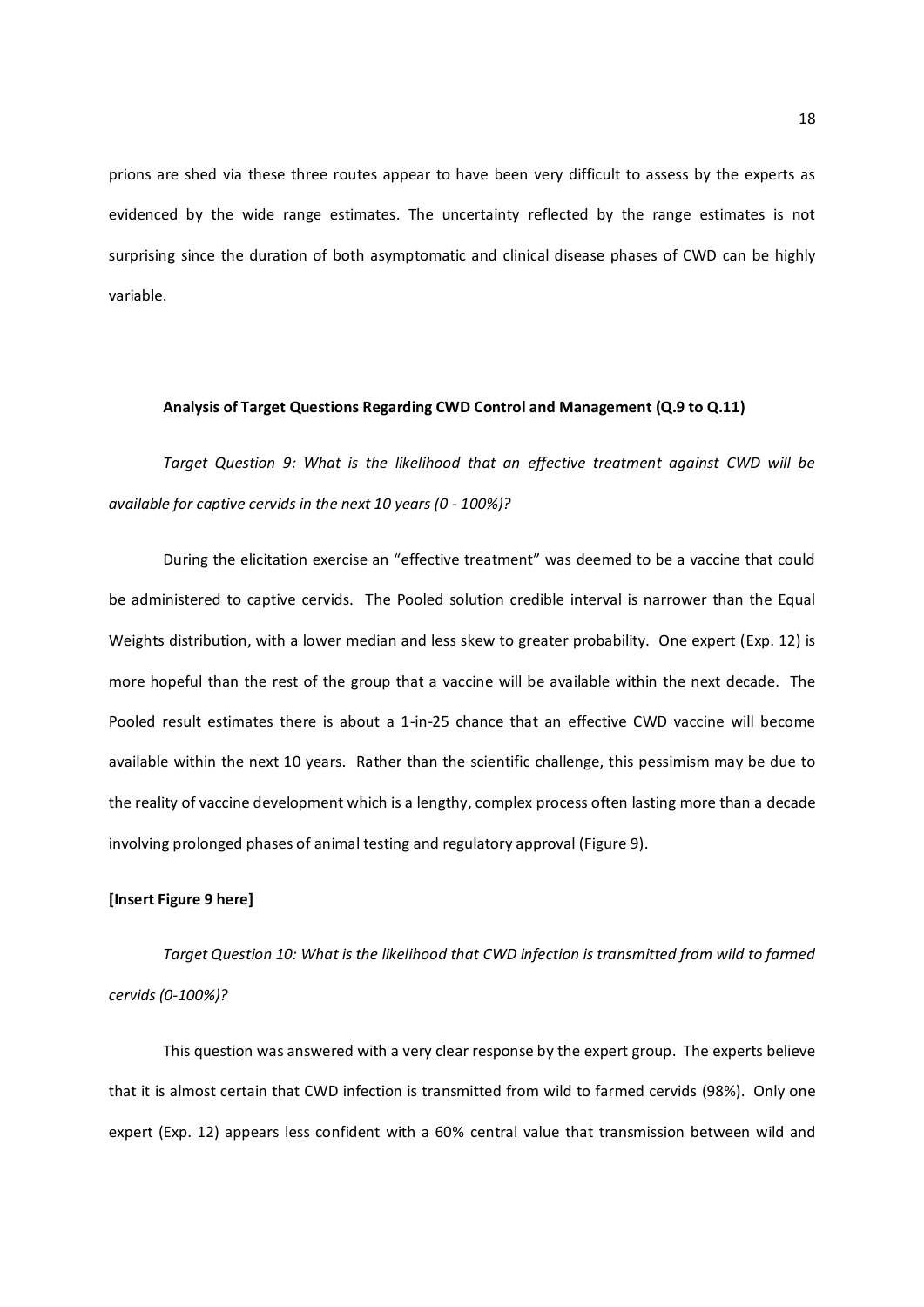prions are shed via these three routes appear to have been very difficult to assess by the experts as evidenced by the wide range estimates. The uncertainty reflected by the range estimates is not surprising since the duration of both asymptomatic and clinical disease phases of CWD can be highly variable.

### Analysis of Target Questions Regarding CWD Control and Management (Q.9 to Q.11)

*Target Question 9: What is the likelihood that an effective treatment against CWD will be available for captive cervids in the next 10 years (0 - 100%)?*

During the elicitation exercise an "effective treatment" was deemed to be a vaccine that could be administered to captive cervids. The Pooled solution credible interval is narrower than the Equal Weights distribution, with a lower median and less skew to greater probability. One expert (Exp. 12) is more hopeful than the rest of the group that a vaccine will be available within the next decade. The Pooled result estimates there is about a 1-in-25 chance that an effective CWD vaccine will become available within the next 10 years. Rather than the scientific challenge, this pessimism may be due to the reality of vaccine development which is a lengthy, complex process often lasting more than a decade involving prolonged phases of animal testing and regulatory approval (Figure 9).

**[Insert Figure 9 here]**

*Target Question 10: What is the likelihood that CWD infection is transmitted from wild to farmed cervids (0-100%)?*

This question was answered with a very clear response by the expert group. The experts believe that it is almost certain that CWD infection is transmitted from wild to farmed cervids (98%). Only one expert (Exp. 12) appears less confident with a 60% central value that transmission between wild and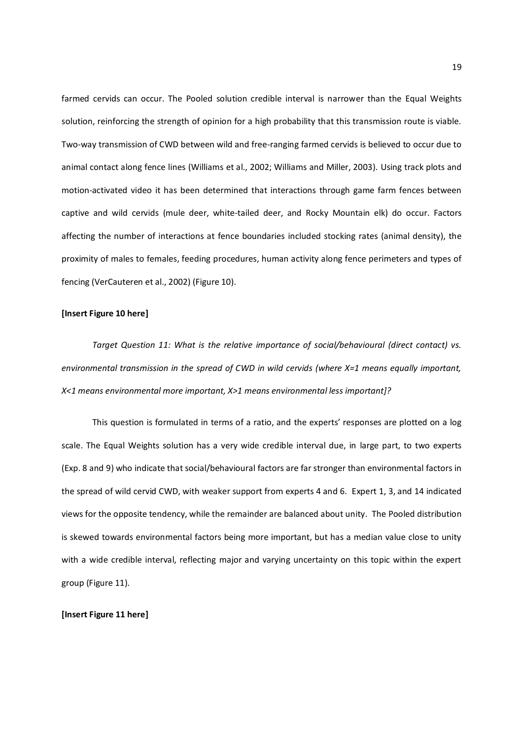farmed cervids can occur. The Pooled solution credible interval is narrower than the Equal Weights solution, reinforcing the strength of opinion for a high probability that this transmission route is viable. Two-way transmission of CWD between wild and free-ranging farmed cervids is believed to occur due to animal contact along fence lines (Williams et al., 2002; Williams and Miller, 2003). Using track plots and motion-activated video it has been determined that interactions through game farm fences between captive and wild cervids (mule deer, white-tailed deer, and Rocky Mountain elk) do occur. Factors affecting the number of interactions at fence boundaries included stocking rates (animal density), the proximity of males to females, feeding procedures, human activity along fence perimeters and types of fencing (VerCauteren et al., 2002) (Figure 10).

**[Insert Figure 10 here]**

*Target Question 11: What is the relative importance of social/behavioural (direct contact) vs. environmental transmission in the spread of CWD in wild cervids (where X=1 means equally important, X<1 means environmental more important, X>1 means environmental less important]?*

This question is formulated in terms of a ratio, and the experts' responses are plotted on a log scale. The Equal Weights solution has a very wide credible interval due, in large part, to two experts (Exp. 8 and 9) who indicate that social/behavioural factors are far stronger than environmental factors in the spread of wild cervid CWD, with weaker support from experts 4 and 6. Expert 1, 3, and 14 indicated views for the opposite tendency, while the remainder are balanced about unity. The Pooled distribution is skewed towards environmental factors being more important, but has a median value close to unity with a wide credible interval, reflecting major and varying uncertainty on this topic within the expert group (Figure 11).

**[Insert Figure 11 here]**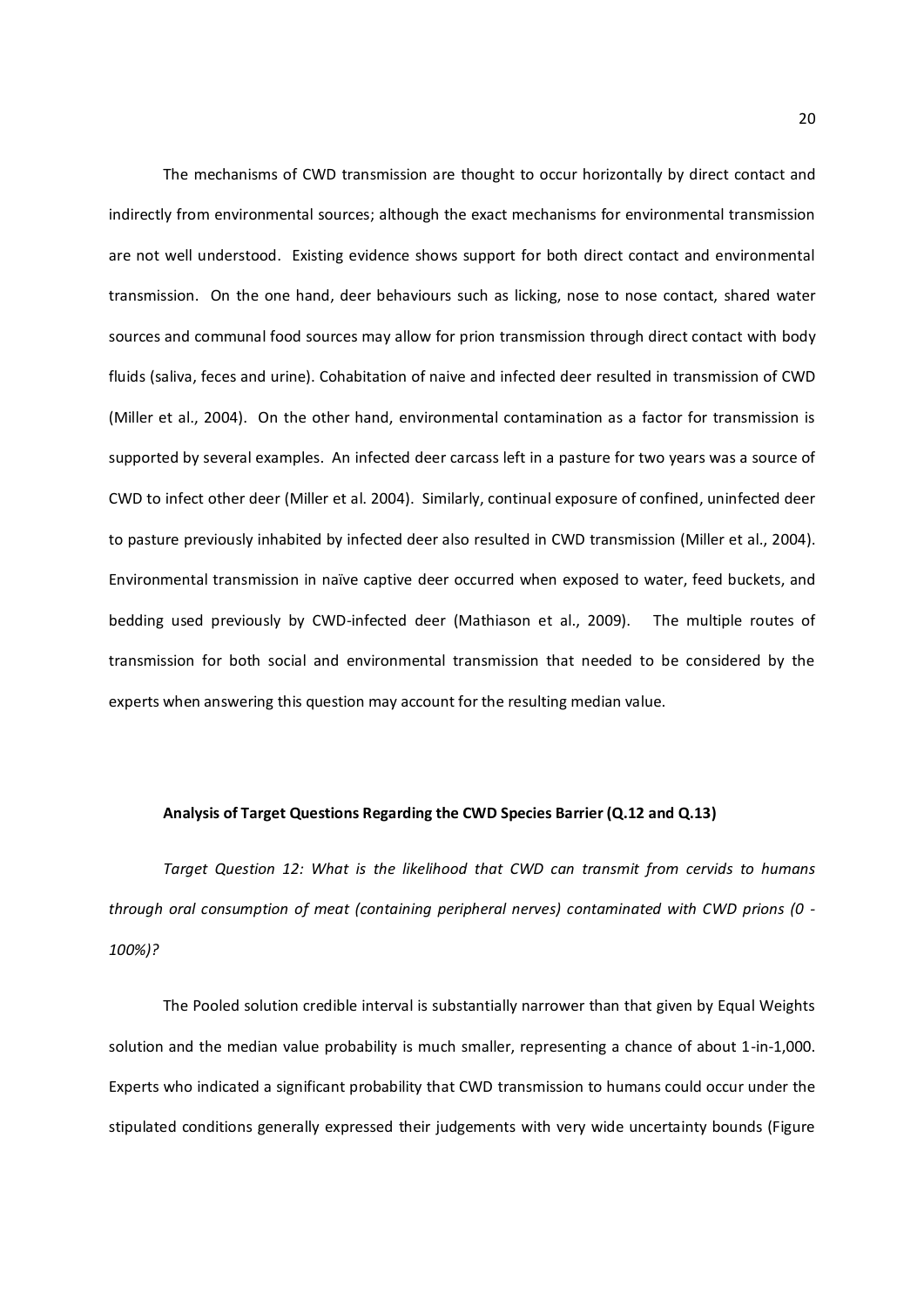The mechanisms of CWD transmission are thought to occur horizontally by direct contact and indirectly from environmental sources; although the exact mechanisms for environmental transmission are not well understood. Existing evidence shows support for both direct contact and environmental transmission. On the one hand, deer behaviours such as licking, nose to nose contact, shared water sources and communal food sources may allow for prion transmission through direct contact with body fluids (saliva, feces and urine). Cohabitation of naive and infected deer resulted in transmission of CWD (Miller et al., 2004). On the other hand, environmental contamination as a factor for transmission is supported by several examples. An infected deer carcass left in a pasture for two years was a source of CWD to infect other deer (Miller et al. 2004). Similarly, continual exposure of confined, uninfected deer to pasture previously inhabited by infected deer also resulted in CWD transmission (Miller et al., 2004). Environmental transmission in naïve captive deer occurred when exposed to water, feed buckets, and bedding used previously by CWD-infected deer (Mathiason et al., 2009). The multiple routes of transmission for both social and environmental transmission that needed to be considered by the experts when answering this question may account for the resulting median value.

**Analysis of Target Questions Regarding the CWD Species Barrier (Q.12 and Q.13)**

*Target Question 12: What is the likelihood that CWD can transmit from cervids to humans through oral consumption of meat (containing peripheral nerves) contaminated with CWD prions (0 - 100%)?*

The Pooled solution credible interval is substantially narrower than that given by Equal Weights solution and the median value probability is much smaller, representing a chance of about 1-in-1,000. Experts who indicated a significant probability that CWD transmission to humans could occur under the stipulated conditions generally expressed their judgements with very wide uncertainty bounds (Figure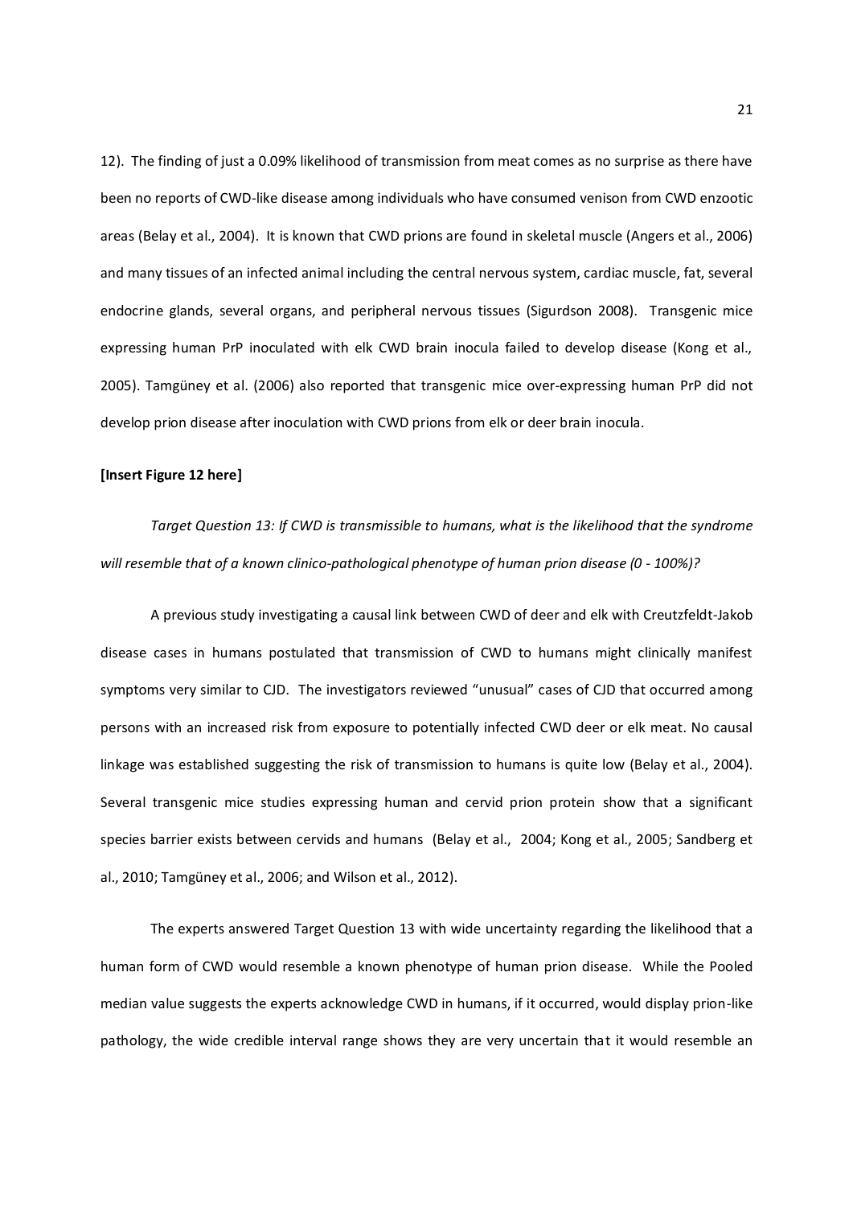12). The finding of just a 0.09% likelihood of transmission from meat comes as no surprise as there have been no reports of CWD-like disease among individuals who have consumed venison from CWD enzootic areas (Belay et al., 2004). It is known that CWD prions are found in skeletal muscle (Angers et al., 2006) and many tissues of an infected animal including the central nervous system, cardiac muscle, fat, several endocrine glands, several organs, and peripheral nervous tissues (Sigurdson 2008). Transgenic mice expressing human PrP inoculated with elk CWD brain inocula failed to develop disease (Kong et al., 2005). Tamgüney et al. (2006) also reported that transgenic mice over-expressing human PrP did not develop prion disease after inoculation with CWD prions from elk or deer brain inocula.

**[Insert Figure 12 here]**

*Target Question 13: If CWD is transmissible to humans, what is the likelihood that the syndrome will resemble that of a known clinico-pathological phenotype of human prion disease (0 - 100%)?*

A previous study investigating a causal link between CWD of deer and elk with Creutzfeldt-Jakob disease cases in humans postulated that transmission of CWD to humans might clinically manifest symptoms very similar to CJD. The investigators reviewed "unusual" cases of CJD that occurred among persons with an increased risk from exposure to potentially infected CWD deer or elk meat. No causal linkage was established suggesting the risk of transmission to humans is quite low (Belay et al., 2004). Several transgenic mice studies expressing human and cervid prion protein show that a significant species barrier exists between cervids and humans (Belay et al., 2004; Kong et al., 2005; Sandberg et al., 2010; Tamgüney et al., 2006; and Wilson et al., 2012).

The experts answered Target Question 13 with wide uncertainty regarding the likelihood that a human form of CWD would resemble a known phenotype of human prion disease. While the Pooled median value suggests the experts acknowledge CWD in humans, if it occurred, would display prion-like pathology, the wide credible interval range shows they are very uncertain that it would resemble an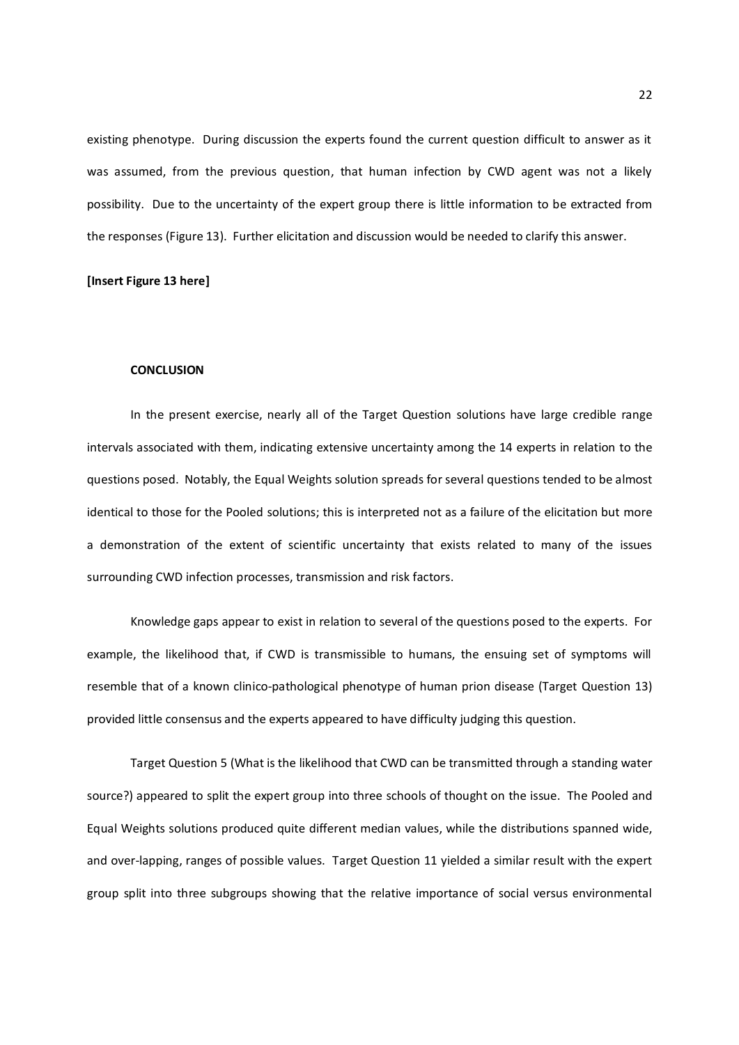existing phenotype. During discussion the experts found the current question difficult to answer as it was assumed, from the previous question, that human infection by CWD agent was not a likely possibility. Due to the uncertainty of the expert group there is little information to be extracted from the responses (Figure 13). Further elicitation and discussion would be needed to clarify this answer.

**[Insert Figure 13 here]**

## CONCLUSION

In the present exercise, nearly all of the Target Question solutions have large credible range intervals associated with them, indicating extensive uncertainty among the 14 experts in relation to the questions posed. Notably, the Equal Weights solution spreads for several questions tended to be almost identical to those for the Pooled solutions; this is interpreted not as a failure of the elicitation but more a demonstration of the extent of scientific uncertainty that exists related to many of the issues surrounding CWD infection processes, transmission and risk factors.

Knowledge gaps appear to exist in relation to several of the questions posed to the experts. For example, the likelihood that, if CWD is transmissible to humans, the ensuing set of symptoms will resemble that of a known clinico-pathological phenotype of human prion disease (Target Question 13) provided little consensus and the experts appeared to have difficulty judging this question.

Target Question 5 (What is the likelihood that CWD can be transmitted through a standing water source?) appeared to split the expert group into three schools of thought on the issue. The Pooled and Equal Weights solutions produced quite different median values, while the distributions spanned wide, and over-lapping, ranges of possible values. Target Question 11 yielded a similar result with the expert group split into three subgroups showing that the relative importance of social versus environmental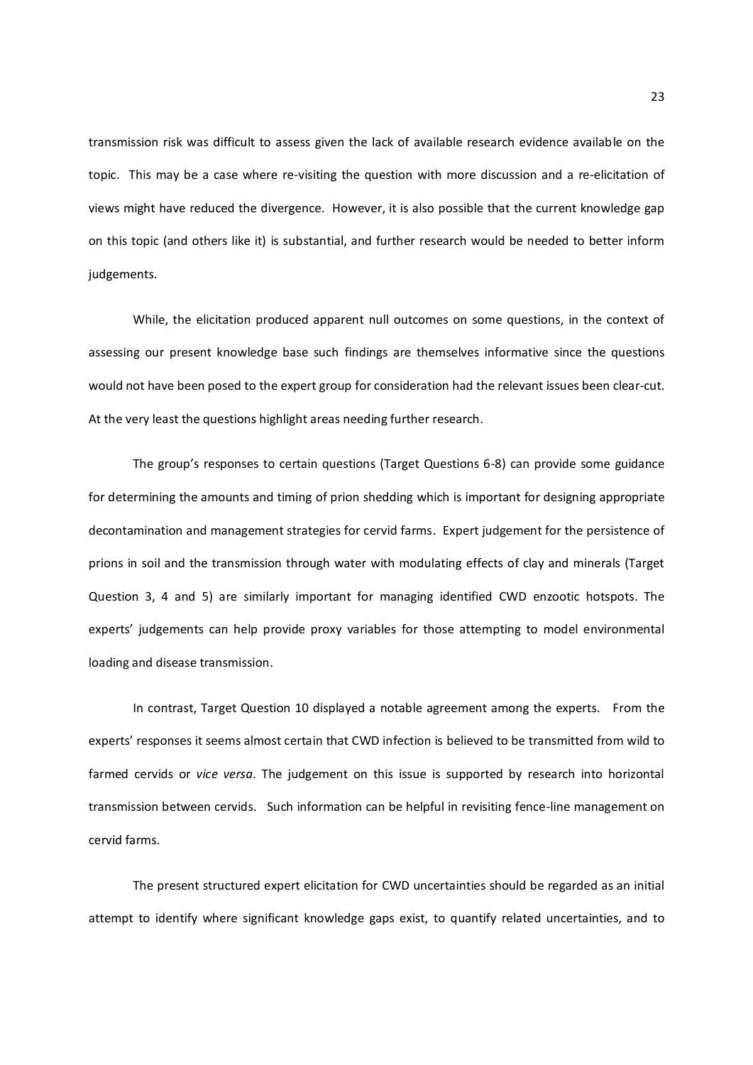transmission risk was difficult to assess given the lack of available research evidence available on the topic. This may be a case where re-visiting the question with more discussion and a re-elicitation of views might have reduced the divergence. However, it is also possible that the current knowledge gap on this topic (and others like it) is substantial, and further research would be needed to better inform judgements.

While, the elicitation produced apparent null outcomes on some questions, in the context of assessing our present knowledge base such findings are themselves informative since the questions would not have been posed to the expert group for consideration had the relevant issues been clear-cut. At the very least the questions highlight areas needing further research.

The group's responses to certain questions (Target Questions 6-8) can provide some guidance for determining the amounts and timing of prion shedding which is important for designing appropriate decontamination and management strategies for cervid farms. Expert judgement for the persistence of prions in soil and the transmission through water with modulating effects of clay and minerals (Target Question 3, 4 and 5) are similarly important for managing identified CWD enzootic hotspots. The experts' judgements can help provide proxy variables for those attempting to model environmental loading and disease transmission.

In contrast, Target Question 10 displayed a notable agreement among the experts. From the experts' responses it seems almost certain that CWD infection is believed to be transmitted from wild to farmed cervids or *vice versa*. The judgement on this issue is supported by research into horizontal transmission between cervids. Such information can be helpful in revisiting fence-line management on cervid farms.

The present structured expert elicitation for CWD uncertainties should be regarded as an initial attempt to identify where significant knowledge gaps exist, to quantify related uncertainties, and to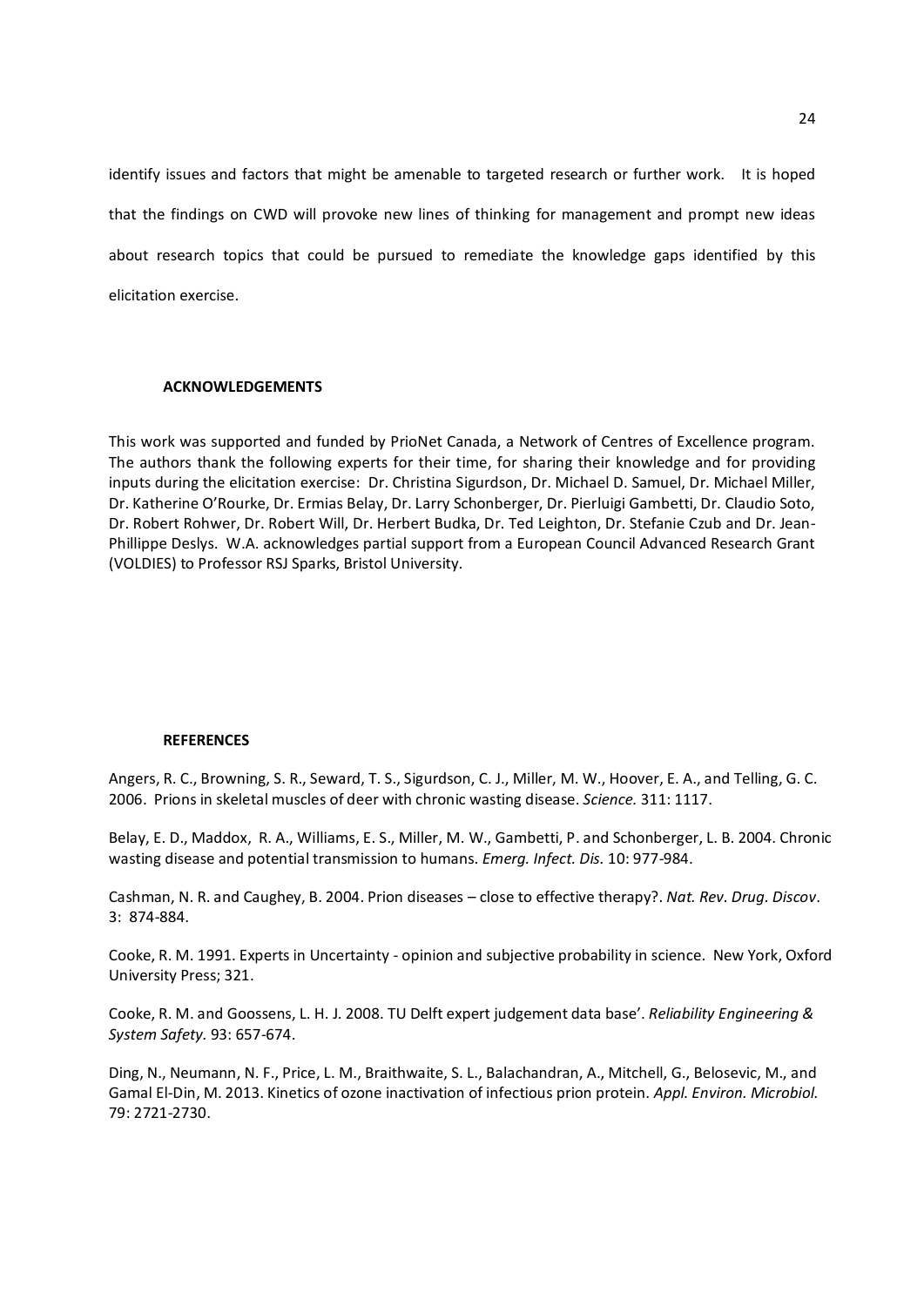identify issues and factors that might be amenable to targeted research or further work. It is hoped that the findings on CWD will provoke new lines of thinking for management and prompt new ideas about research topics that could be pursued to remediate the knowledge gaps identified by this elicitation exercise.

## ACKNOWLEDGEMENTS

This work was supported and funded by PrioNet Canada, a Network of Centres of Excellence program. The authors thank the following experts for their time, for sharing their knowledge and for providing inputs during the elicitation exercise: Dr. Christina Sigurdson, Dr. Michael D. Samuel, Dr. Michael Miller, Dr. Katherine O'Rourke, Dr. Ermias Belay, Dr. Larry Schonberger, Dr. Pierluigi Gambetti, Dr. Claudio Soto, Dr. Robert Rohwer, Dr. Robert Will, Dr. Herbert Budka, Dr. Ted Leighton, Dr. Stefanie Czub and Dr. Jean-Phillippe Deslys. W.A. acknowledges partial support from a European Council Advanced Research Grant (VOLDIES) to Professor RSJ Sparks, Bristol University.

## REFERENCES

Angers, R. C., Browning, S. R., Seward, T. S., Sigurdson, C. J., Miller, M. W., Hoover, E. A., and Telling, G. C. 2006. Prions in skeletal muscles of deer with chronic wasting disease. *Science.* 311: 1117.

Belay, E. D., Maddox, R. A., Williams, E. S., Miller, M. W., Gambetti, P. and Schonberger, L. B. 2004. Chronic wasting disease and potential transmission to humans. *Emerg. Infect. Dis.* 10: 977-984.

Cashman, N. R. and Caughey, B. 2004. Prion diseases – close to effective therapy?. *Nat. Rev. Drug. Discov.* 3: 874-884.

Cooke, R. M. 1991. Experts in Uncertainty - opinion and subjective probability in science. New York, Oxford University Press; 321.

Cooke, R. M. and Goossens, L. H. J. 2008. TU Delft expert judgement data base'. *Reliability Engineering & System Safety.* 93: 657-674.

Ding, N., Neumann, N. F., Price, L. M., Braithwaite, S. L., Balachandran, A., Mitchell, G., Belosevic, M., and Gamal El-Din, M. 2013. Kinetics of ozone inactivation of infectious prion protein. *Appl. Environ. Microbiol.* 79: 2721-2730.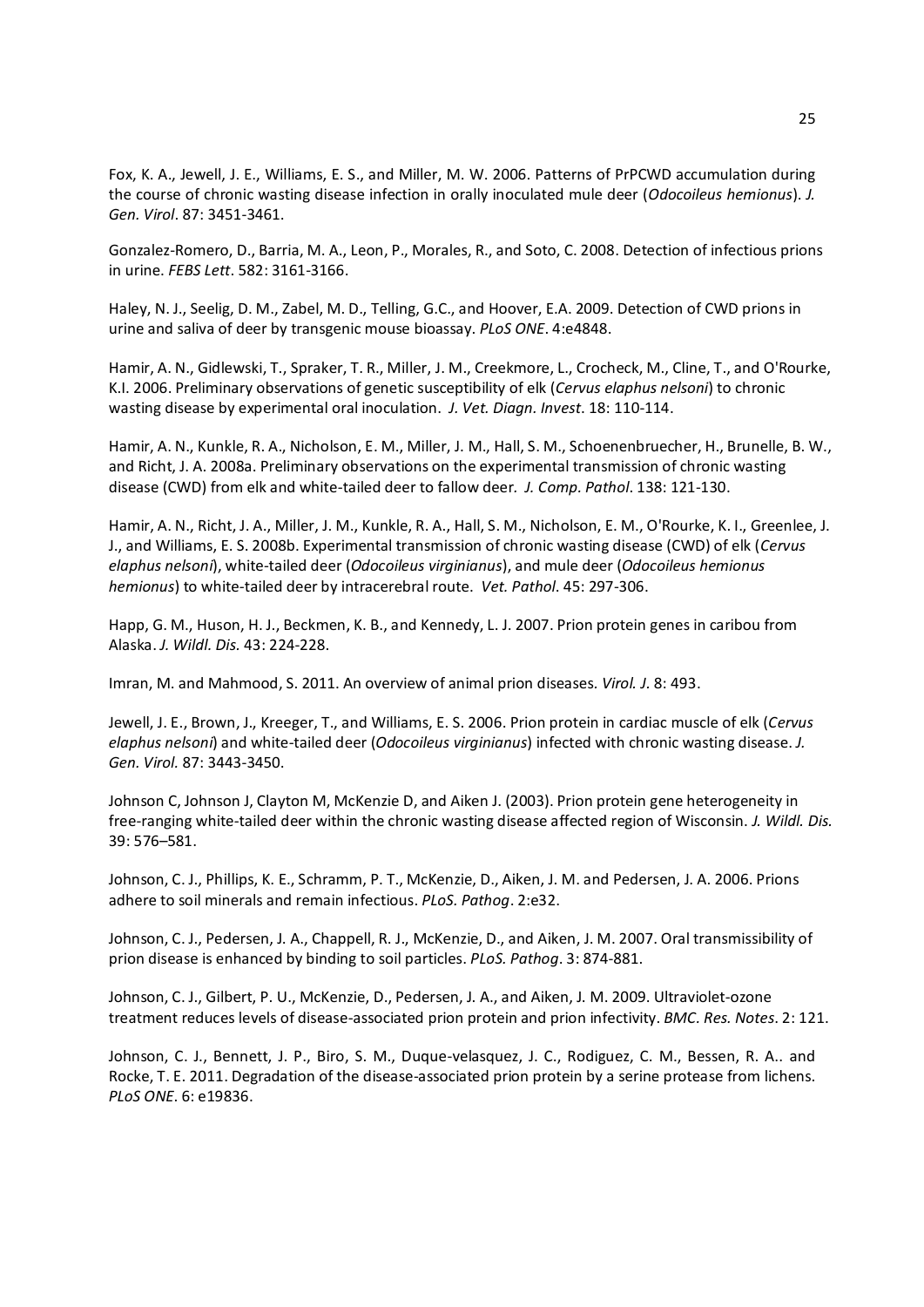Fox, K. A., Jewell, J. E., Williams, E. S., and Miller, M. W. 2006. Patterns of PrPCWD accumulation during the course of chronic wasting disease infection in orally inoculated mule deer (*Odocoileus hemionus*). *J. Gen. Virol*. 87: 3451-3461.

Gonzalez-Romero, D., Barria, M. A., Leon, P., Morales, R., and Soto, C. 2008. Detection of infectious prions in urine. *FEBS Lett*. 582: 3161-3166.

Haley, N. J., Seelig, D. M., Zabel, M. D., Telling, G.C., and Hoover, E.A. 2009. Detection of CWD prions in urine and saliva of deer by transgenic mouse bioassay. *PLoS ONE*. 4:e4848.

Hamir, A. N., Gidlewski, T., Spraker, T. R., Miller, J. M., Creekmore, L., Crocheck, M., Cline, T., and O'Rourke, K.I. 2006. Preliminary observations of genetic susceptibility of elk (*Cervus elaphus nelsoni*) to chronic wasting disease by experimental oral inoculation. *J. Vet. Diagn. Invest*. 18: 110-114.

Hamir, A. N., Kunkle, R. A., Nicholson, E. M., Miller, J. M., Hall, S. M., Schoenenbruecher, H., Brunelle, B. W., and Richt, J. A. 2008a. Preliminary observations on the experimental transmission of chronic wasting disease (CWD) from elk and white-tailed deer to fallow deer. *J. Comp. Pathol*. 138: 121-130.

Hamir, A. N., Richt, J. A., Miller, J. M., Kunkle, R. A., Hall, S. M., Nicholson, E. M., O'Rourke, K. I., Greenlee, J. J., and Williams, E. S. 2008b. Experimental transmission of chronic wasting disease (CWD) of elk (*Cervus elaphus nelsoni*), white-tailed deer (*Odocoileus virginianus*), and mule deer (*Odocoileus hemionus hemionus*) to white-tailed deer by intracerebral route. *Vet. Pathol*. 45: 297-306.

Happ, G. M., Huson, H. J., Beckmen, K. B., and Kennedy, L. J. 2007. Prion protein genes in caribou from Alaska. *J. Wildl. Dis.* 43: 224-228.

Imran, M. and Mahmood, S. 2011. An overview of animal prion diseases. *Virol. J.* 8: 493.

Jewell, J. E., Brown, J., Kreeger, T., and Williams, E. S. 2006. Prion protein in cardiac muscle of elk (*Cervus elaphus nelsoni*) and white-tailed deer (*Odocoileus virginianus*) infected with chronic wasting disease. *J. Gen. Virol.* 87: 3443-3450.

Johnson C, Johnson J, Clayton M, McKenzie D, and Aiken J. (2003). Prion protein gene heterogeneity in free-ranging white-tailed deer within the chronic wasting disease affected region of Wisconsin. *J. Wildl. Dis.* 39: 576–581.

Johnson, C. J., Phillips, K. E., Schramm, P. T., McKenzie, D., Aiken, J. M. and Pedersen, J. A. 2006. Prions adhere to soil minerals and remain infectious. *PLoS. Pathog*. 2:e32.

Johnson, C. J., Pedersen, J. A., Chappell, R. J., McKenzie, D., and Aiken, J. M. 2007. Oral transmissibility of prion disease is enhanced by binding to soil particles. *PLoS. Pathog*. 3: 874-881.

Johnson, C. J., Gilbert, P. U., McKenzie, D., Pedersen, J. A., and Aiken, J. M. 2009. Ultraviolet-ozone treatment reduces levels of disease-associated prion protein and prion infectivity. *BMC. Res. Notes*. 2: 121.

Johnson, C. J., Bennett, J. P., Biro, S. M., Duque-velasquez, J. C., Rodiguez, C. M., Bessen, R. A.. and Rocke, T. E. 2011. Degradation of the disease-associated prion protein by a serine protease from lichens. *PLoS ONE*. 6: e19836.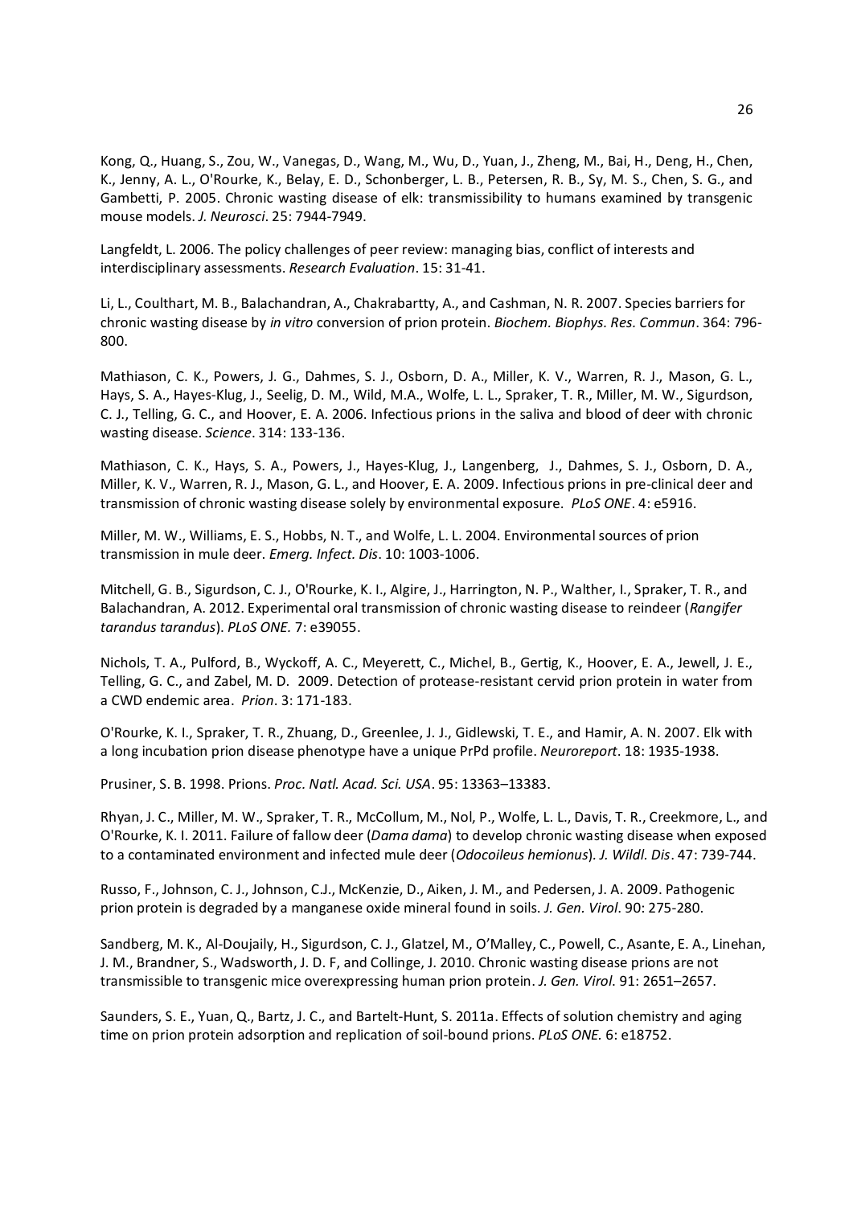Kong, Q., Huang, S., Zou, W., Vanegas, D., Wang, M., Wu, D., Yuan, J., Zheng, M., Bai, H., Deng, H., Chen, K., Jenny, A. L., O'Rourke, K., Belay, E. D., Schonberger, L. B., Petersen, R. B., Sy, M. S., Chen, S. G., and Gambetti, P. 2005. Chronic wasting disease of elk: transmissibility to humans examined by transgenic mouse models. *J. Neurosci*. 25: 7944-7949.

Langfeldt, L. 2006. The policy challenges of peer review: managing bias, conflict of interests and interdisciplinary assessments. *Research Evaluation*. 15: 31-41.

Li, L., Coulthart, M. B., Balachandran, A., Chakrabartty, A., and Cashman, N. R. 2007. Species barriers for chronic wasting disease by *in vitro* conversion of prion protein. *Biochem. Biophys. Res. Commun*. 364: 796-800.

Mathiason, C. K., Powers, J. G., Dahmes, S. J., Osborn, D. A., Miller, K. V., Warren, R. J., Mason, G. L., Hays, S. A., Hayes-Klug, J., Seelig, D. M., Wild, M.A., Wolfe, L. L., Spraker, T. R., Miller, M. W., Sigurdson, C. J., Telling, G. C., and Hoover, E. A. 2006. Infectious prions in the saliva and blood of deer with chronic wasting disease. *Science*. 314: 133-136.

Mathiason, C. K., Hays, S. A., Powers, J., Hayes-Klug, J., Langenberg, J., Dahmes, S. J., Osborn, D. A., Miller, K. V., Warren, R. J., Mason, G. L., and Hoover, E. A. 2009. Infectious prions in pre-clinical deer and transmission of chronic wasting disease solely by environmental exposure. *PLoS ONE*. 4: e5916.

Miller, M. W., Williams, E. S., Hobbs, N. T., and Wolfe, L. L. 2004. Environmental sources of prion transmission in mule deer. *Emerg. Infect. Dis*. 10: 1003-1006.

Mitchell, G. B., Sigurdson, C. J., O'Rourke, K. I., Algire, J., Harrington, N. P., Walther, I., Spraker, T. R., and Balachandran, A. 2012. Experimental oral transmission of chronic wasting disease to reindeer (*Rangifer tarandus tarandus*). *PLoS ONE*. 7: e39055.

Nichols, T. A., Pulford, B., Wyckoff, A. C., Meyerett, C., Michel, B., Gertig, K., Hoover, E. A., Jewell, J. E., Telling, G. C., and Zabel, M. D. 2009. Detection of protease-resistant cervid prion protein in water from a CWD endemic area. *Prion*. 3: 171-183.

O'Rourke, K. I., Spraker, T. R., Zhuang, D., Greenlee, J. J., Gidlewski, T. E., and Hamir, A. N. 2007. Elk with a long incubation prion disease phenotype have a unique PrPd profile. *Neuroreport*. 18: 1935-1938.

Prusiner, S. B. 1998. Prions. *Proc. Natl. Acad. Sci. USA*. 95: 13363–13383.

Rhyan, J. C., Miller, M. W., Spraker, T. R., McCollum, M., Nol, P., Wolfe, L. L., Davis, T. R., Creekmore, L., and O'Rourke, K. I. 2011. Failure of fallow deer (*Dama dama*) to develop chronic wasting disease when exposed to a contaminated environment and infected mule deer (*Odocoileus hemionus*). *J. Wildl. Dis*. 47: 739-744.

Russo, F., Johnson, C. J., Johnson, C.J., McKenzie, D., Aiken, J. M., and Pedersen, J. A. 2009. Pathogenic prion protein is degraded by a manganese oxide mineral found in soils. *J. Gen. Virol*. 90: 275-280.

Sandberg, M. K., Al-Doujaily, H., Sigurdson, C. J., Glatzel, M., O'Malley, C., Powell, C., Asante, E. A., Linehan, J. M., Brandner, S., Wadsworth, J. D. F, and Collinge, J. 2010. Chronic wasting disease prions are not transmissible to transgenic mice overexpressing human prion protein. *J. Gen. Virol*. 91: 2651–2657.

Saunders, S. E., Yuan, Q., Bartz, J. C., and Bartelt-Hunt, S. 2011a. Effects of solution chemistry and aging time on prion protein adsorption and replication of soil-bound prions. *PLoS ONE*. 6: e18752.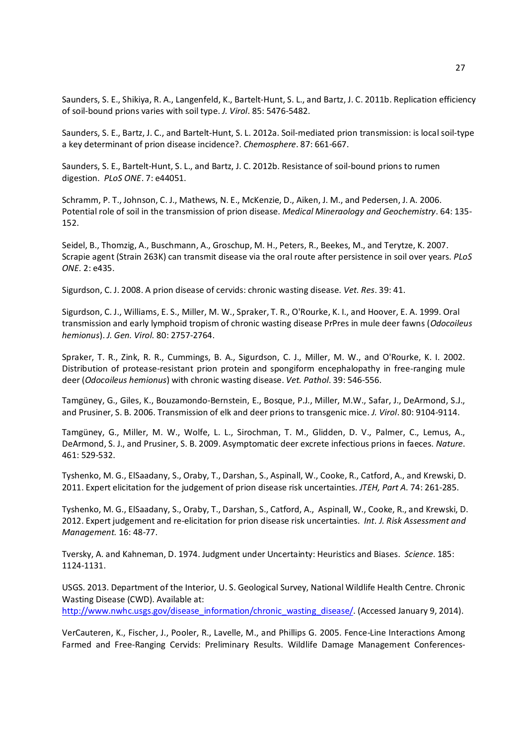Saunders, S. E., Shikiya, R. A., Langenfeld, K., Bartelt-Hunt, S. L., and Bartz, J. C. 2011b. Replication efficiency of soil-bound prions varies with soil type. *J. Virol*. 85: 5476-5482.

Saunders, S. E., Bartz, J. C., and Bartelt-Hunt, S. L. 2012a. Soil-mediated prion transmission: is local soil-type a key determinant of prion disease incidence?. *Chemosphere*. 87: 661-667.

Saunders, S. E., Bartelt-Hunt, S. L., and Bartz, J. C. 2012b. Resistance of soil-bound prions to rumen digestion. *PLoS ONE*. 7: e44051.

Schramm, P. T., Johnson, C. J., Mathews, N. E., McKenzie, D., Aiken, J. M., and Pedersen, J. A. 2006. Potential role of soil in the transmission of prion disease. *Medical Mineraology and Geochemistry*. 64: 135-152.

Seidel, B., Thomzig, A., Buschmann, A., Groschup, M. H., Peters, R., Beekes, M., and Terytze, K. 2007. Scrapie agent (Strain 263K) can transmit disease via the oral route after persistence in soil over years. *PLoS ONE*. 2: e435.

Sigurdson, C. J. 2008. A prion disease of cervids: chronic wasting disease. *Vet. Res*. 39: 41.

Sigurdson, C. J., Williams, E. S., Miller, M. W., Spraker, T. R., O'Rourke, K. I., and Hoover, E. A. 1999. Oral transmission and early lymphoid tropism of chronic wasting disease PrPres in mule deer fawns (*Odocoileus hemionus*). *J. Gen. Virol.* 80: 2757-2764.

Spraker, T. R., Zink, R. R., Cummings, B. A., Sigurdson, C. J., Miller, M. W., and O'Rourke, K. I. 2002. Distribution of protease-resistant prion protein and spongiform encephalopathy in free-ranging mule deer (*Odocoileus hemionus*) with chronic wasting disease. *Vet. Pathol*. 39: 546-556.

Tamgüney, G., Giles, K., Bouzamondo-Bernstein, E., Bosque, P.J., Miller, M.W., Safar, J., DeArmond, S.J., and Prusiner, S. B. 2006. Transmission of elk and deer prions to transgenic mice. *J. Virol*. 80: 9104-9114.

Tamgüney, G., Miller, M. W., Wolfe, L. L., Sirochman, T. M., Glidden, D. V., Palmer, C., Lemus, A., DeArmond, S. J., and Prusiner, S. B. 2009. Asymptomatic deer excrete infectious prions in faeces. *Nature*. 461: 529-532.

Tyshenko, M. G., ElSaadany, S., Oraby, T., Darshan, S., Aspinall, W., Cooke, R., Catford, A., and Krewski, D. 2011. Expert elicitation for the judgement of prion disease risk uncertainties. *JTEH, Part A*. 74: 261-285.

Tyshenko, M. G., ElSaadany, S., Oraby, T., Darshan, S., Catford, A., Aspinall, W., Cooke, R., and Krewski, D. 2012. Expert judgement and re-elicitation for prion disease risk uncertainties. *Int. J. Risk Assessment and Management.* 16: 48-77.

Tversky, A. and Kahneman, D. 1974. Judgment under Uncertainty: Heuristics and Biases. *Science*. 185: 1124-1131.

USGS. 2013. Department of the Interior, U. S. Geological Survey, National Wildlife Health Centre. Chronic Wasting Disease (CWD). Available at: [http://www.nwhc.usgs.gov/disease_information/chronic_wasting_disease/](http://www.nwhc.usgs.gov/disease_information/chronic_wasting_disease/). (Accessed January 9, 2014).

VerCauteren, K., Fischer, J., Pooler, R., Lavelle, M., and Phillips G. 2005. Fence-Line Interactions Among Farmed and Free-Ranging Cervids: Preliminary Results. Wildlife Damage Management Conferences-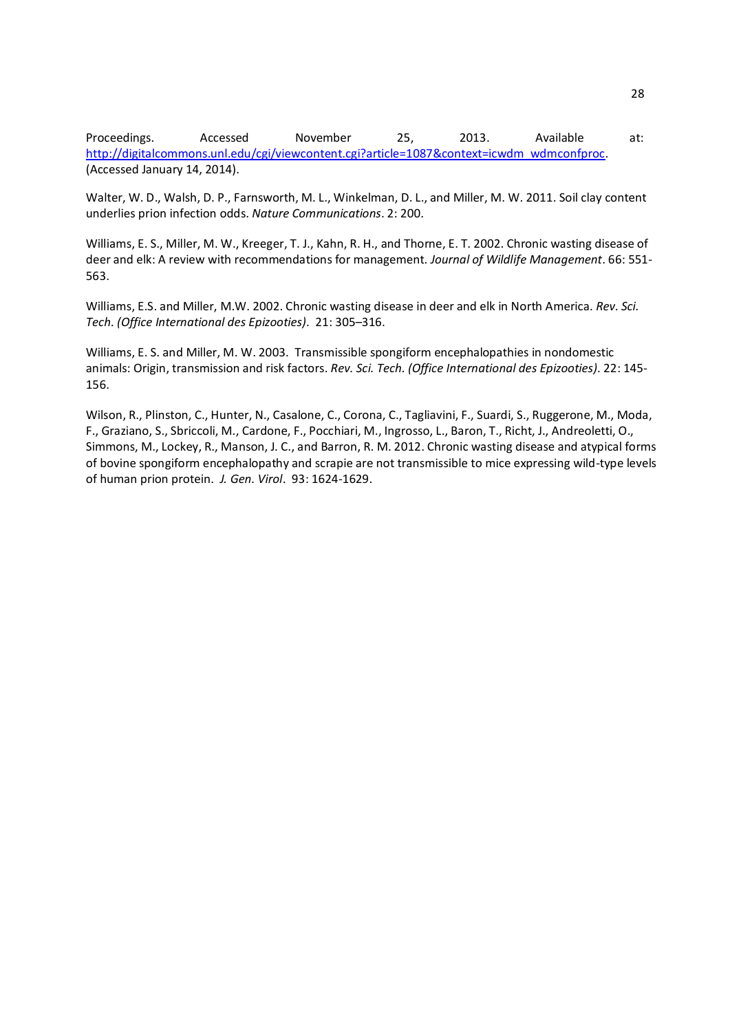Proceedings. Accessed November 25, 2013. Available at: http://digitalcommons.unl.edu/cgi/viewcontent.cgi?article=1087&context=icwdm_wdmconfproc. (Accessed January 14, 2014).

Walter, W. D., Walsh, D. P., Farnsworth, M. L., Winkelman, D. L., and Miller, M. W. 2011. Soil clay content underlies prion infection odds. *Nature Communications*. 2: 200.

Williams, E. S., Miller, M. W., Kreeger, T. J., Kahn, R. H., and Thorne, E. T. 2002. Chronic wasting disease of deer and elk: A review with recommendations for management. *Journal of Wildlife Management*. 66: 551-563.

Williams, E.S. and Miller, M.W. 2002. Chronic wasting disease in deer and elk in North America. *Rev. Sci. Tech. (Office International des Epizooties)*. 21: 305–316.

Williams, E. S. and Miller, M. W. 2003. Transmissible spongiform encephalopathies in nondomestic animals: Origin, transmission and risk factors. *Rev. Sci. Tech. (Office International des Epizooties)*. 22: 145-156.

Wilson, R., Plinston, C., Hunter, N., Casalone, C., Corona, C., Tagliavini, F., Suardi, S., Ruggerone, M., Moda, F., Graziano, S., Sbriccoli, M., Cardone, F., Pocchiari, M., Ingrosso, L., Baron, T., Richt, J., Andreoletti, O., Simmons, M., Lockey, R., Manson, J. C., and Barron, R. M. 2012. Chronic wasting disease and atypical forms of bovine spongiform encephalopathy and scrapie are not transmissible to mice expressing wild-type levels of human prion protein. *J. Gen. Virol*. 93: 1624-1629.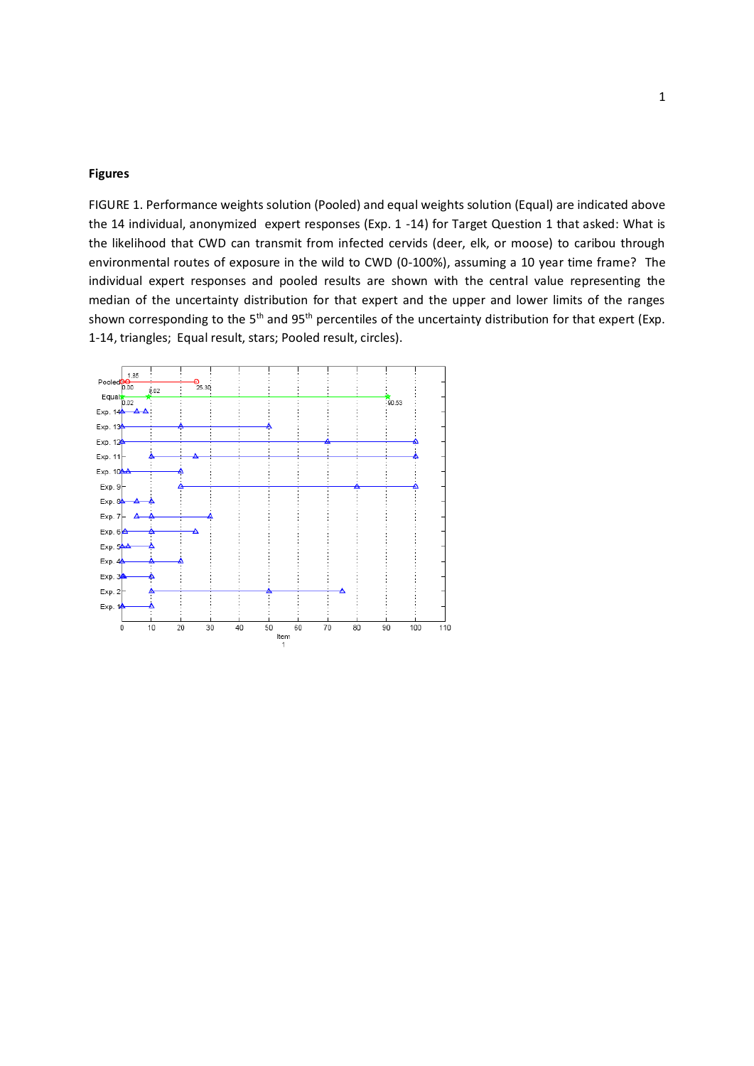**Figures**

FIGURE 1. Performance weights solution (Pooled) and equal weights solution (Equal) are indicated above the 14 individual, anonymized expert responses (Exp. 1 -14) for Target Question 1 that asked: What is the likelihood that CWD can transmit from infected cervids (deer, elk, or moose) to caribou through environmental routes of exposure in the wild to CWD (0-100%), assuming a 10 year time frame? The individual expert responses and pooled results are shown with the central value representing the median of the uncertainty distribution for that expert and the upper and lower limits of the ranges shown corresponding to the 5[th] and 95[th] percentiles of the uncertainty distribution for that expert (Exp. 1-14, triangles; Equal result, stars; Pooled result, circles).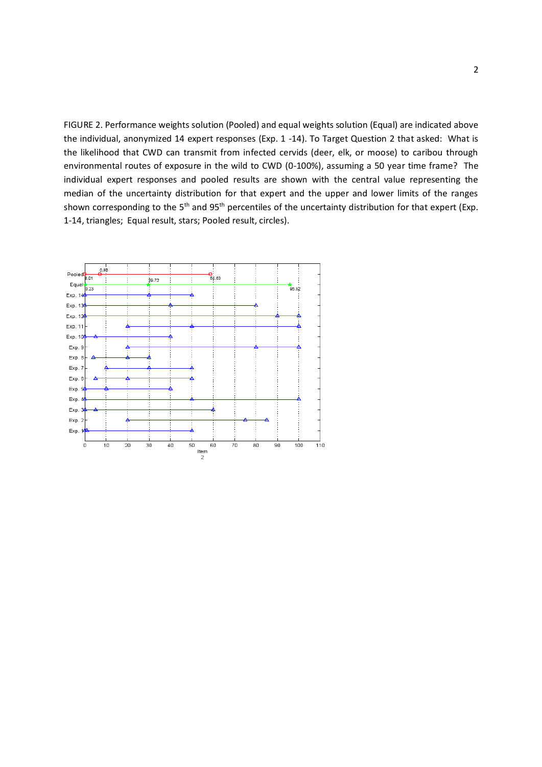FIGURE 2. Performance weights solution (Pooled) and equal weights solution (Equal) are indicated above the individual, anonymized 14 expert responses (Exp. 1 -14). To Target Question 2 that asked: What is the likelihood that CWD can transmit from infected cervids (deer, elk, or moose) to caribou through environmental routes of exposure in the wild to CWD (0-100%), assuming a 50 year time frame? The individual expert responses and pooled results are shown with the central value representing the median of the uncertainty distribution for that expert and the upper and lower limits of the ranges shown corresponding to the 5[th] and 95[th] percentiles of the uncertainty distribution for that expert (Exp. 1-14, triangles; Equal result, stars; Pooled result, circles).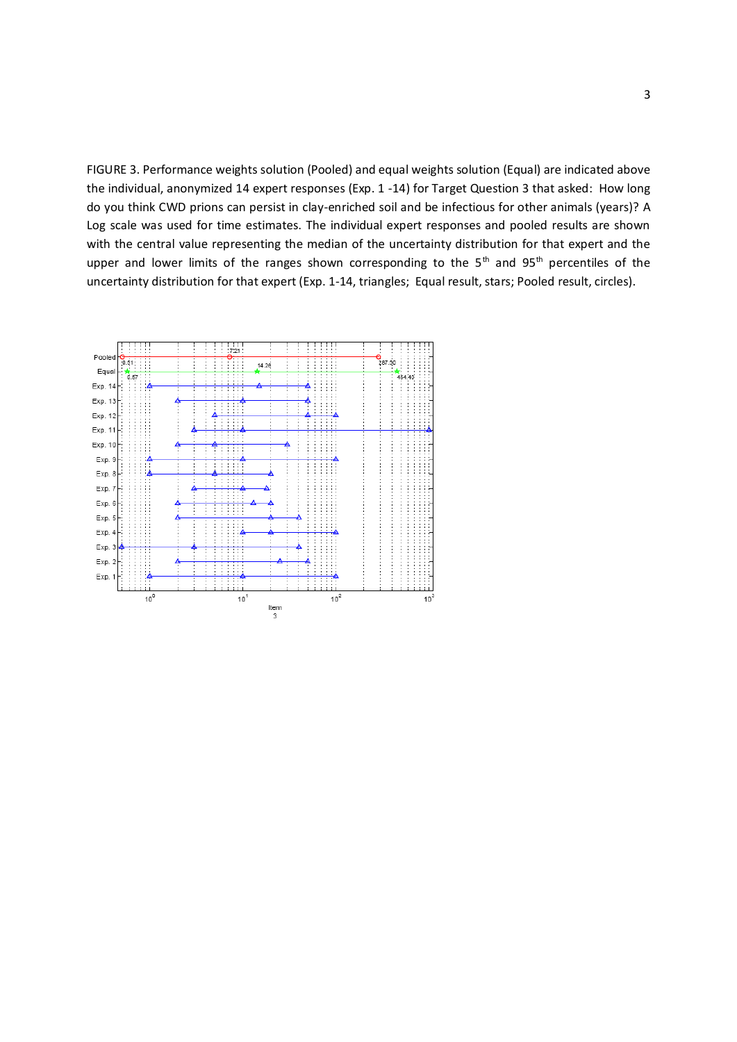FIGURE 3. Performance weights solution (Pooled) and equal weights solution (Equal) are indicated above the individual, anonymized 14 expert responses (Exp. 1 -14) for Target Question 3 that asked: How long do you think CWD prions can persist in clay-enriched soil and be infectious for other animals (years)? A Log scale was used for time estimates. The individual expert responses and pooled results are shown with the central value representing the median of the uncertainty distribution for that expert and the upper and lower limits of the ranges shown corresponding to the 5[th] and 95[th] percentiles of the uncertainty distribution for that expert (Exp. 1-14, triangles; Equal result, stars; Pooled result, circles).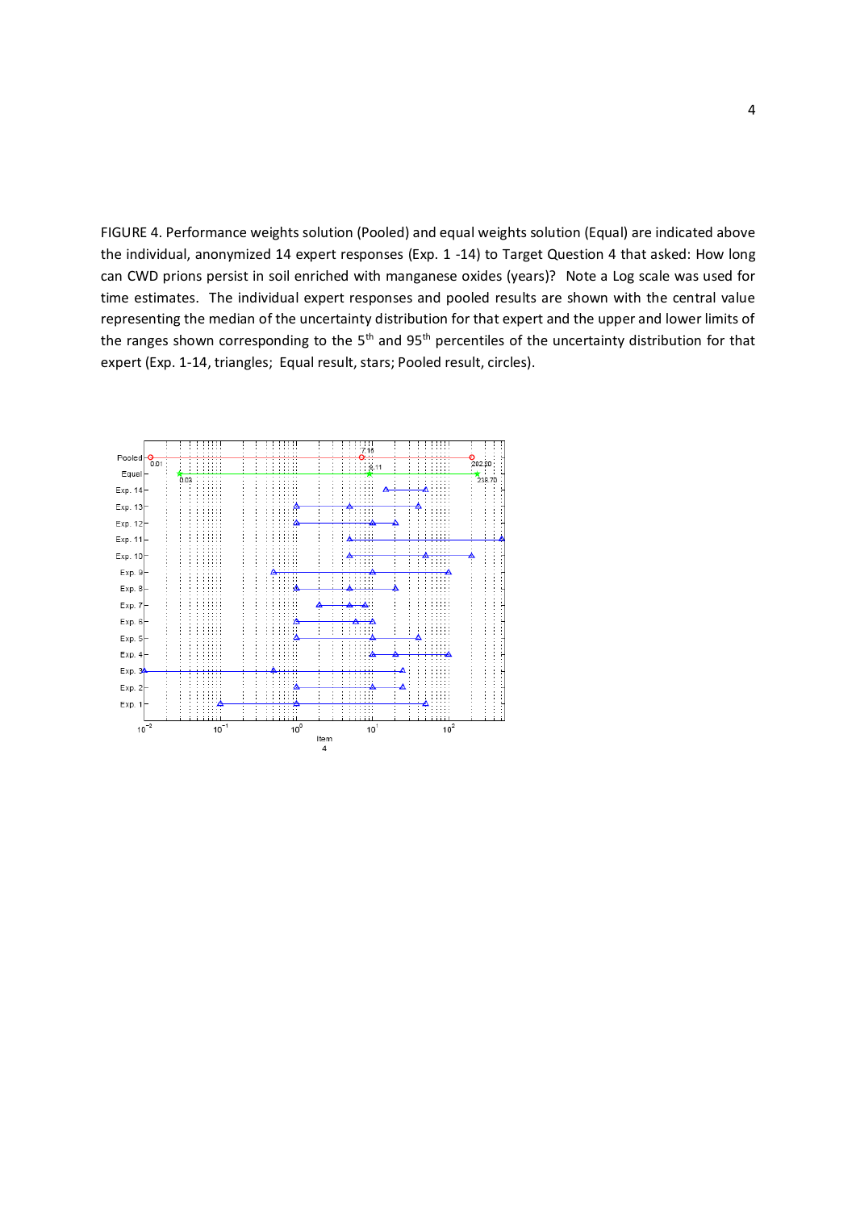FIGURE 4. Performance weights solution (Pooled) and equal weights solution (Equal) are indicated above the individual, anonymized 14 expert responses (Exp. 1 -14) to Target Question 4 that asked: How long can CWD prions persist in soil enriched with manganese oxides (years)? Note a Log scale was used for time estimates. The individual expert responses and pooled results are shown with the central value representing the median of the uncertainty distribution for that expert and the upper and lower limits of the ranges shown corresponding to the 5[th] and 95[th] percentiles of the uncertainty distribution for that expert (Exp. 1-14, triangles; Equal result, stars; Pooled result, circles).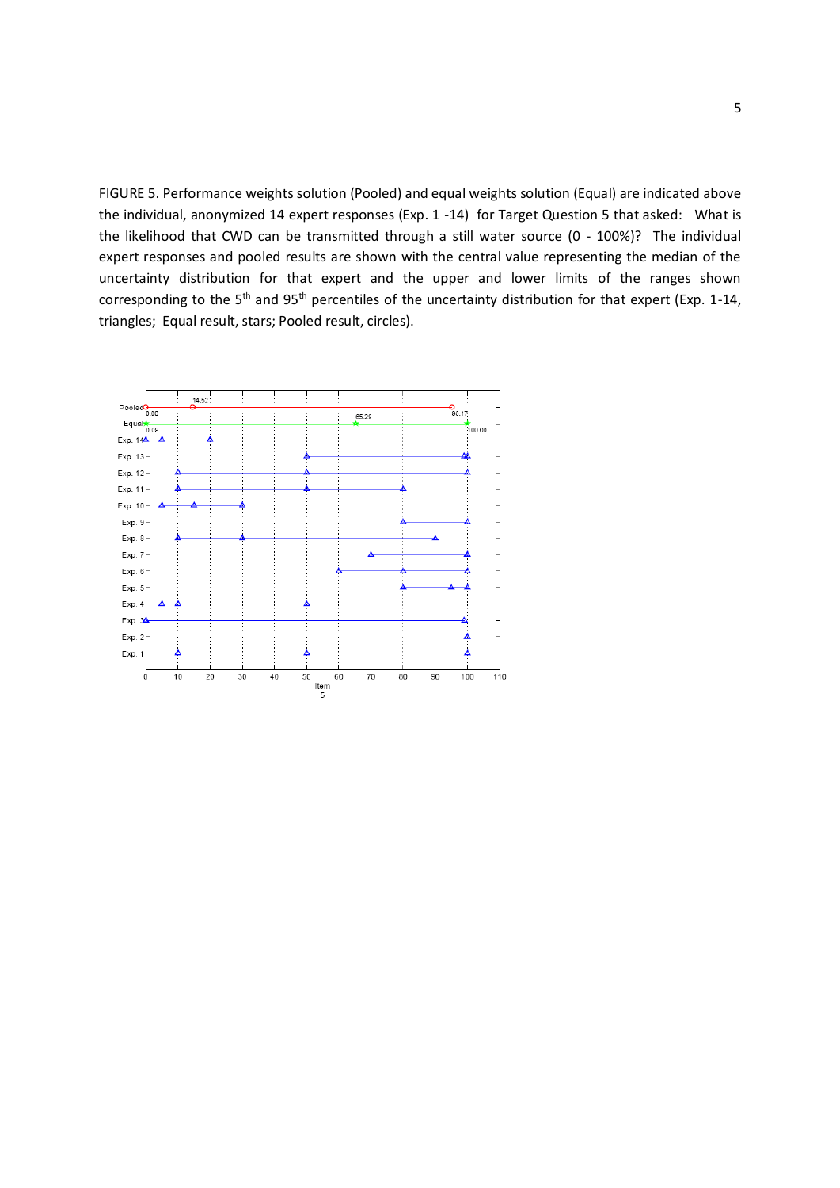FIGURE 5. Performance weights solution (Pooled) and equal weights solution (Equal) are indicated above the individual, anonymized 14 expert responses (Exp. 1 -14) for Target Question 5 that asked: What is the likelihood that CWD can be transmitted through a still water source (0 - 100%)? The individual expert responses and pooled results are shown with the central value representing the median of the uncertainty distribution for that expert and the upper and lower limits of the ranges shown corresponding to the 5[th] and 95[th] percentiles of the uncertainty distribution for that expert (Exp. 1-14, triangles; Equal result, stars; Pooled result, circles).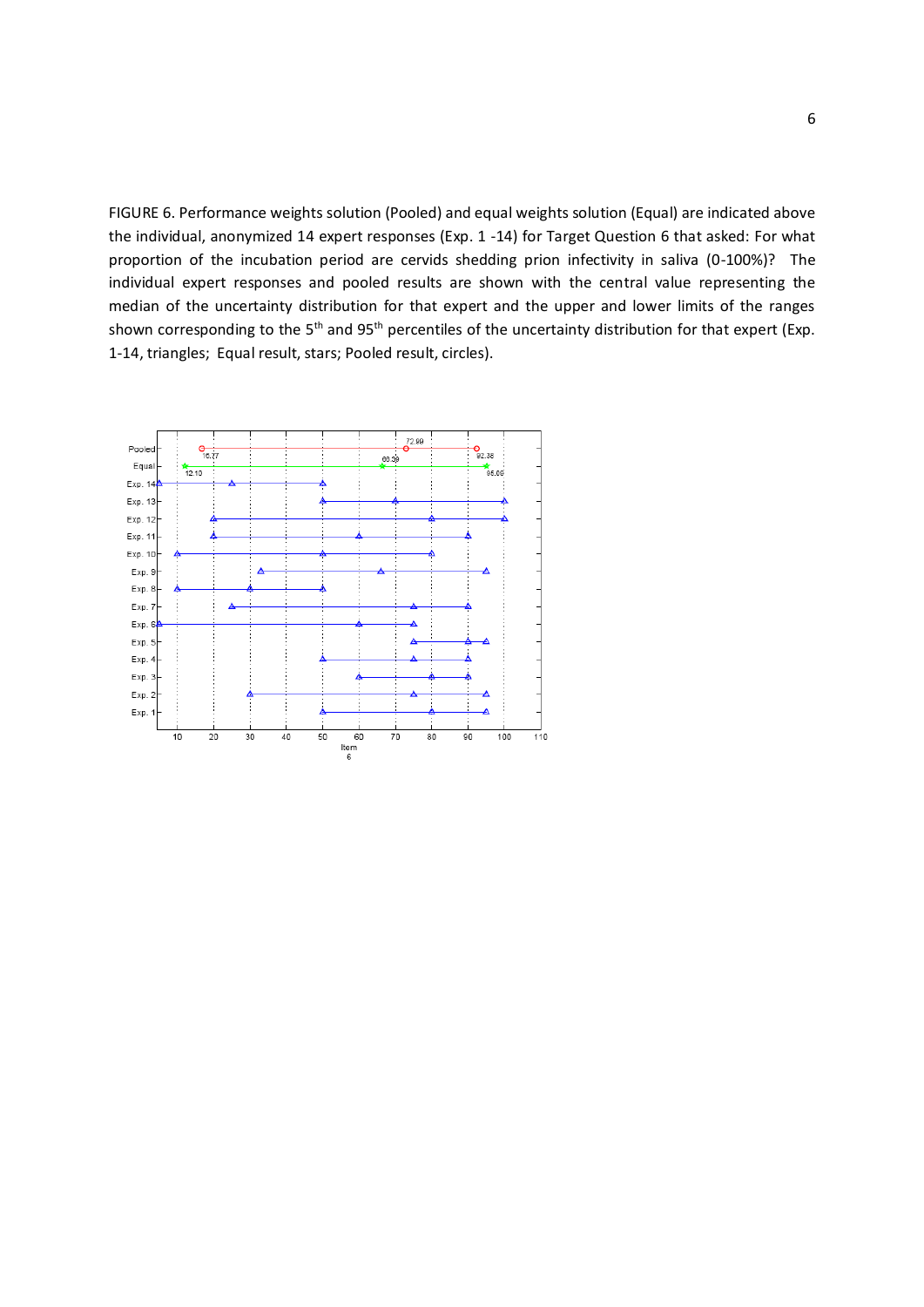FIGURE 6. Performance weights solution (Pooled) and equal weights solution (Equal) are indicated above the individual, anonymized 14 expert responses (Exp. 1 -14) for Target Question 6 that asked: For what proportion of the incubation period are cervids shedding prion infectivity in saliva (0-100%)? The individual expert responses and pooled results are shown with the central value representing the median of the uncertainty distribution for that expert and the upper and lower limits of the ranges shown corresponding to the 5th and 95th percentiles of the uncertainty distribution for that expert (Exp. 1-14, triangles; Equal result, stars; Pooled result, circles).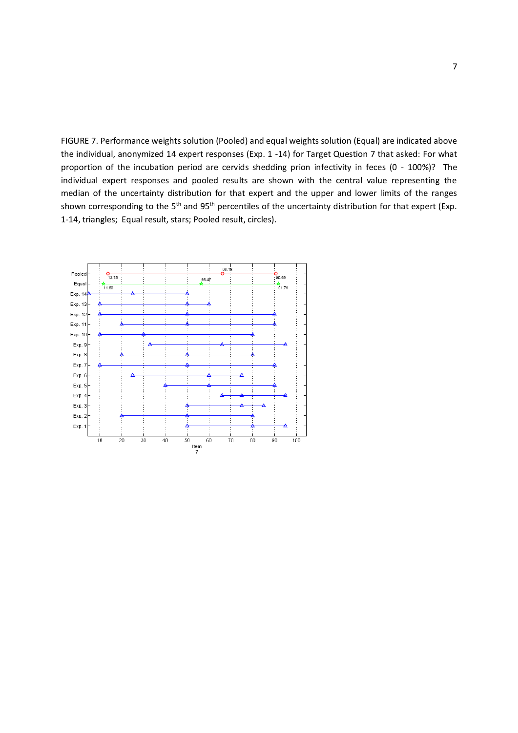FIGURE 7. Performance weights solution (Pooled) and equal weights solution (Equal) are indicated above the individual, anonymized 14 expert responses (Exp. 1 -14) for Target Question 7 that asked: For what proportion of the incubation period are cervids shedding prion infectivity in feces (0 - 100%)? The individual expert responses and pooled results are shown with the central value representing the median of the uncertainty distribution for that expert and the upper and lower limits of the ranges shown corresponding to the 5th and 95th percentiles of the uncertainty distribution for that expert (Exp. 1-14, triangles; Equal result, stars; Pooled result, circles).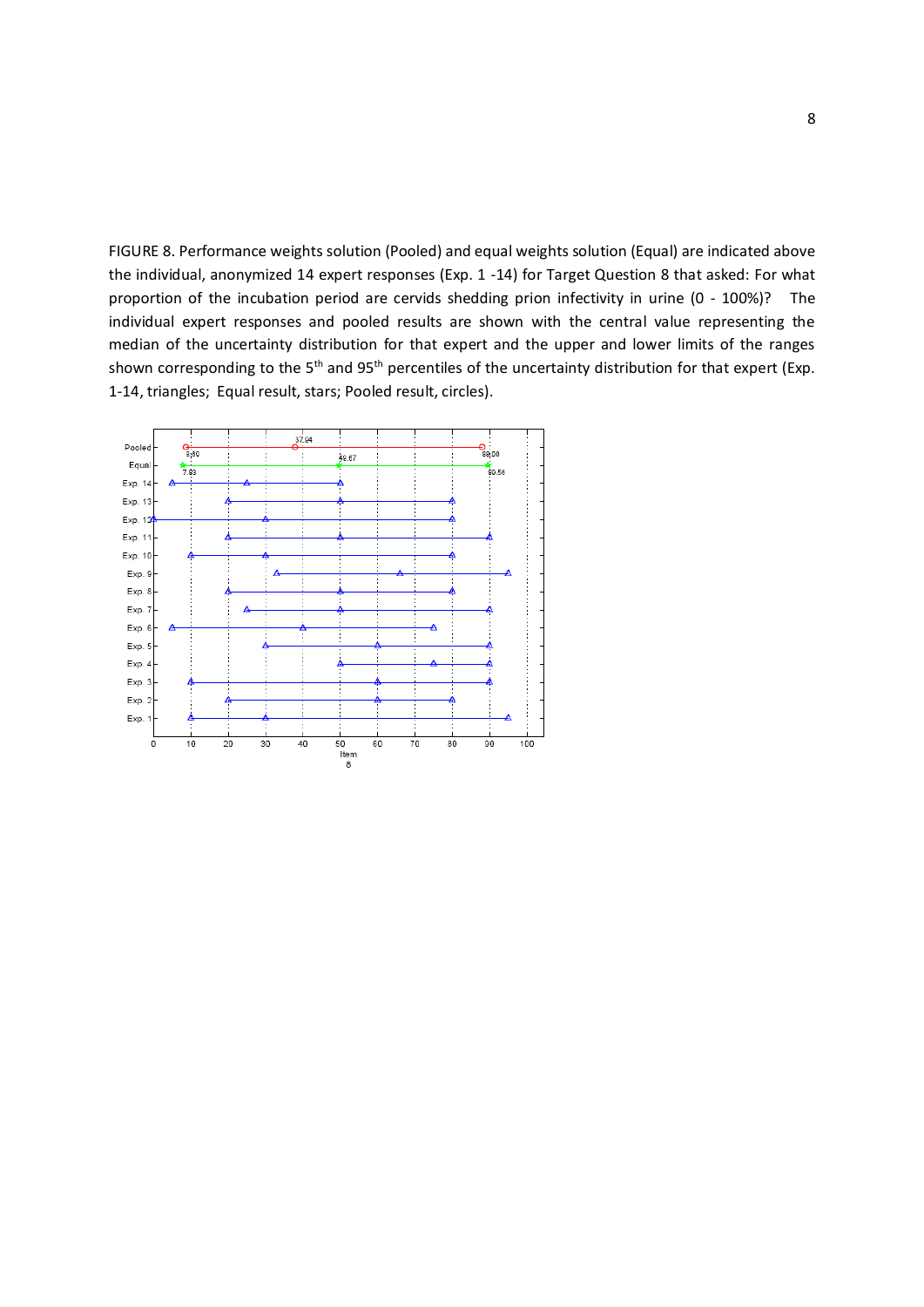FIGURE 8. Performance weights solution (Pooled) and equal weights solution (Equal) are indicated above the individual, anonymized 14 expert responses (Exp. 1 -14) for Target Question 8 that asked: For what proportion of the incubation period are cervids shedding prion infectivity in urine (0 - 100%)? The individual expert responses and pooled results are shown with the central value representing the median of the uncertainty distribution for that expert and the upper and lower limits of the ranges shown corresponding to the 5th and 95th percentiles of the uncertainty distribution for that expert (Exp. 1-14, triangles; Equal result, stars; Pooled result, circles).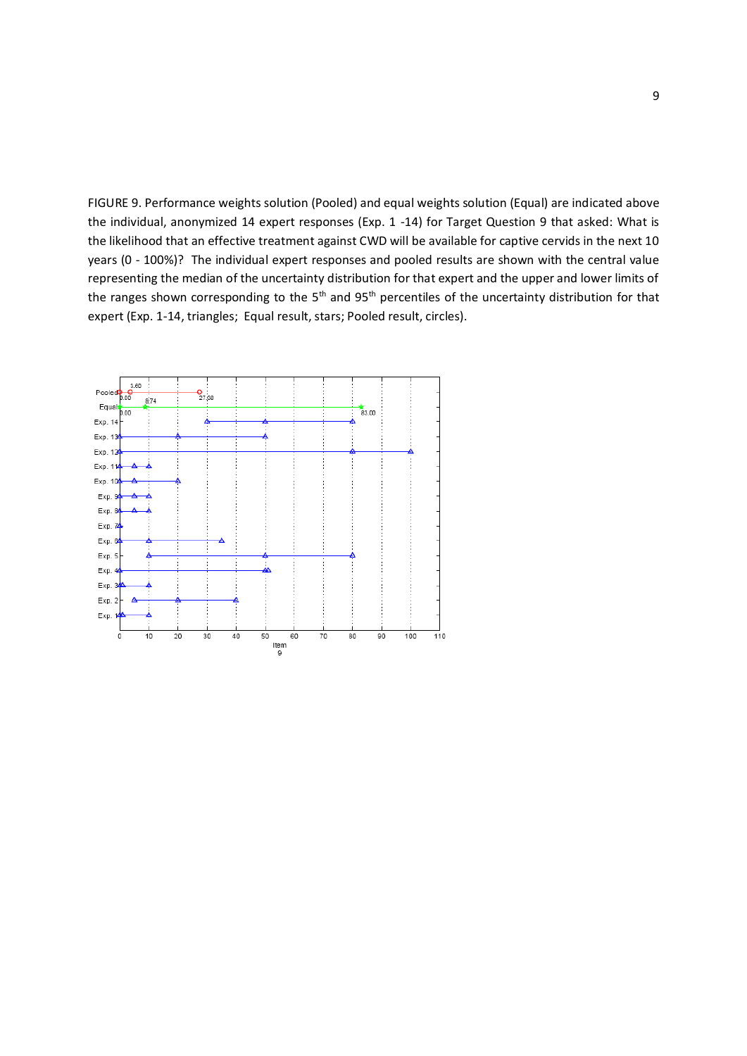FIGURE 9. Performance weights solution (Pooled) and equal weights solution (Equal) are indicated above the individual, anonymized 14 expert responses (Exp. 1 -14) for Target Question 9 that asked: What is the likelihood that an effective treatment against CWD will be available for captive cervids in the next 10 years (0 - 100%)? The individual expert responses and pooled results are shown with the central value representing the median of the uncertainty distribution for that expert and the upper and lower limits of the ranges shown corresponding to the 5[th] and 95[th] percentiles of the uncertainty distribution for that expert (Exp. 1-14, triangles; Equal result, stars; Pooled result, circles).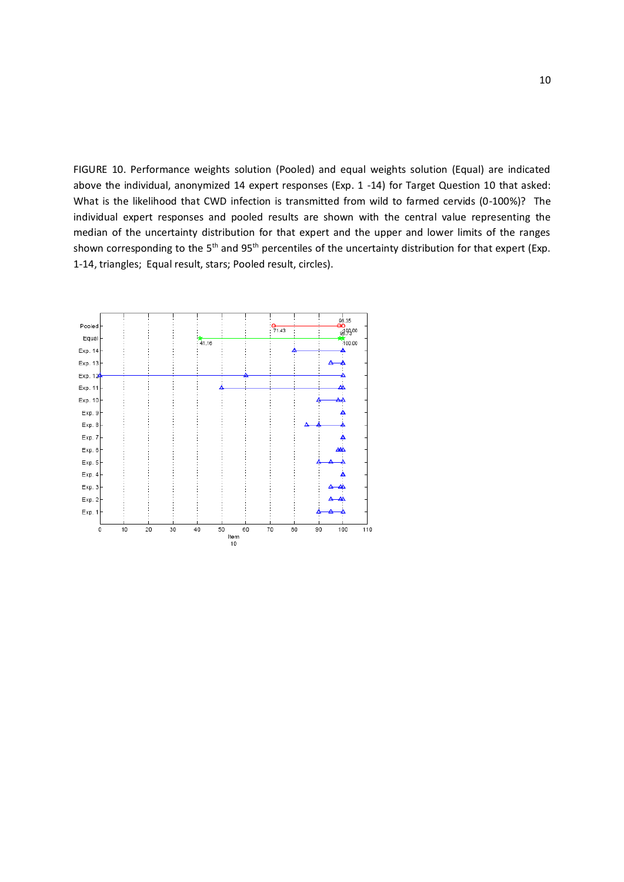FIGURE 10. Performance weights solution (Pooled) and equal weights solution (Equal) are indicated above the individual, anonymized 14 expert responses (Exp. 1 -14) for Target Question 10 that asked: What is the likelihood that CWD infection is transmitted from wild to farmed cervids (0-100%)? The individual expert responses and pooled results are shown with the central value representing the median of the uncertainty distribution for that expert and the upper and lower limits of the ranges shown corresponding to the 5th and 95th percentiles of the uncertainty distribution for that expert (Exp. 1-14, triangles; Equal result, stars; Pooled result, circles).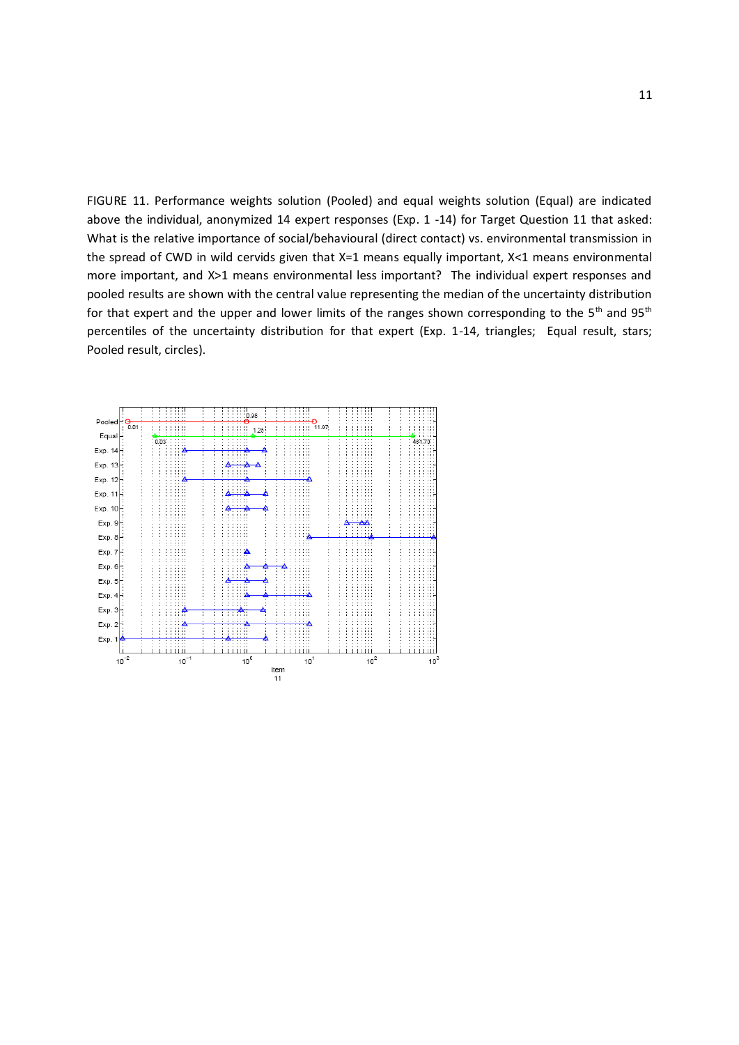FIGURE 11. Performance weights solution (Pooled) and equal weights solution (Equal) are indicated above the individual, anonymized 14 expert responses (Exp. 1 -14) for Target Question 11 that asked: What is the relative importance of social/behavioural (direct contact) vs. environmental transmission in the spread of CWD in wild cervids given that X=1 means equally important, X<1 means environmental more important, and X>1 means environmental less important? The individual expert responses and pooled results are shown with the central value representing the median of the uncertainty distribution for that expert and the upper and lower limits of the ranges shown corresponding to the 5th and 95th percentiles of the uncertainty distribution for that expert (Exp. 1-14, triangles; Equal result, stars; Pooled result, circles).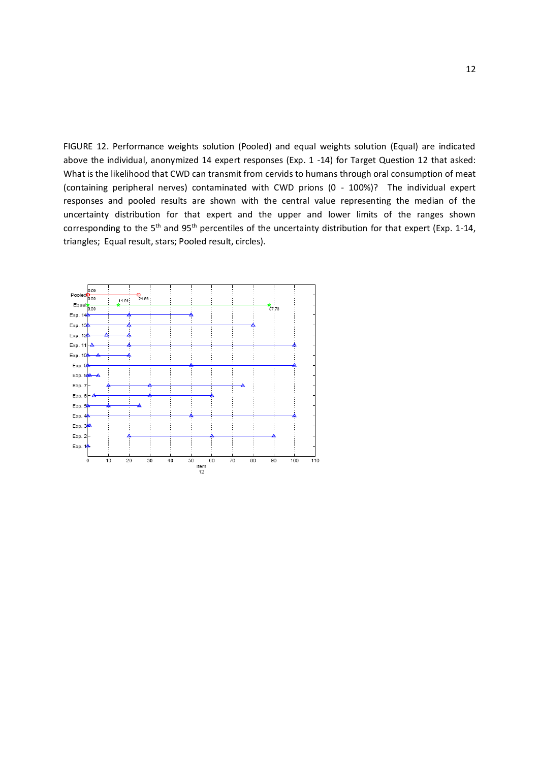FIGURE 12. Performance weights solution (Pooled) and equal weights solution (Equal) are indicated above the individual, anonymized 14 expert responses (Exp. 1 -14) for Target Question 12 that asked: What is the likelihood that CWD can transmit from cervids to humans through oral consumption of meat (containing peripheral nerves) contaminated with CWD prions (0 - 100%)? The individual expert responses and pooled results are shown with the central value representing the median of the uncertainty distribution for that expert and the upper and lower limits of the ranges shown corresponding to the 5[th] and 95[th] percentiles of the uncertainty distribution for that expert (Exp. 1-14, triangles; Equal result, stars; Pooled result, circles).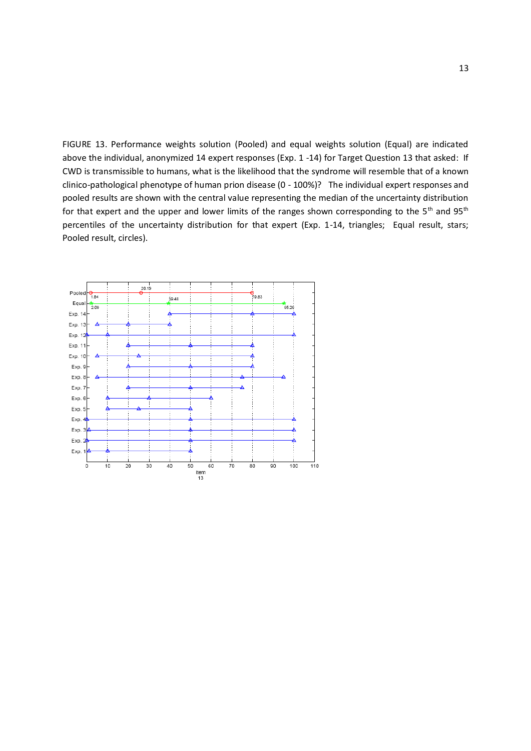FIGURE 13. Performance weights solution (Pooled) and equal weights solution (Equal) are indicated above the individual, anonymized 14 expert responses (Exp. 1 -14) for Target Question 13 that asked: If CWD is transmissible to humans, what is the likelihood that the syndrome will resemble that of a known clinico-pathological phenotype of human prion disease (0 - 100%)? The individual expert responses and pooled results are shown with the central value representing the median of the uncertainty distribution for that expert and the upper and lower limits of the ranges shown corresponding to the 5$^{th}$ and 95$^{th}$ percentiles of the uncertainty distribution for that expert (Exp. 1-14, triangles; Equal result, stars; Pooled result, circles).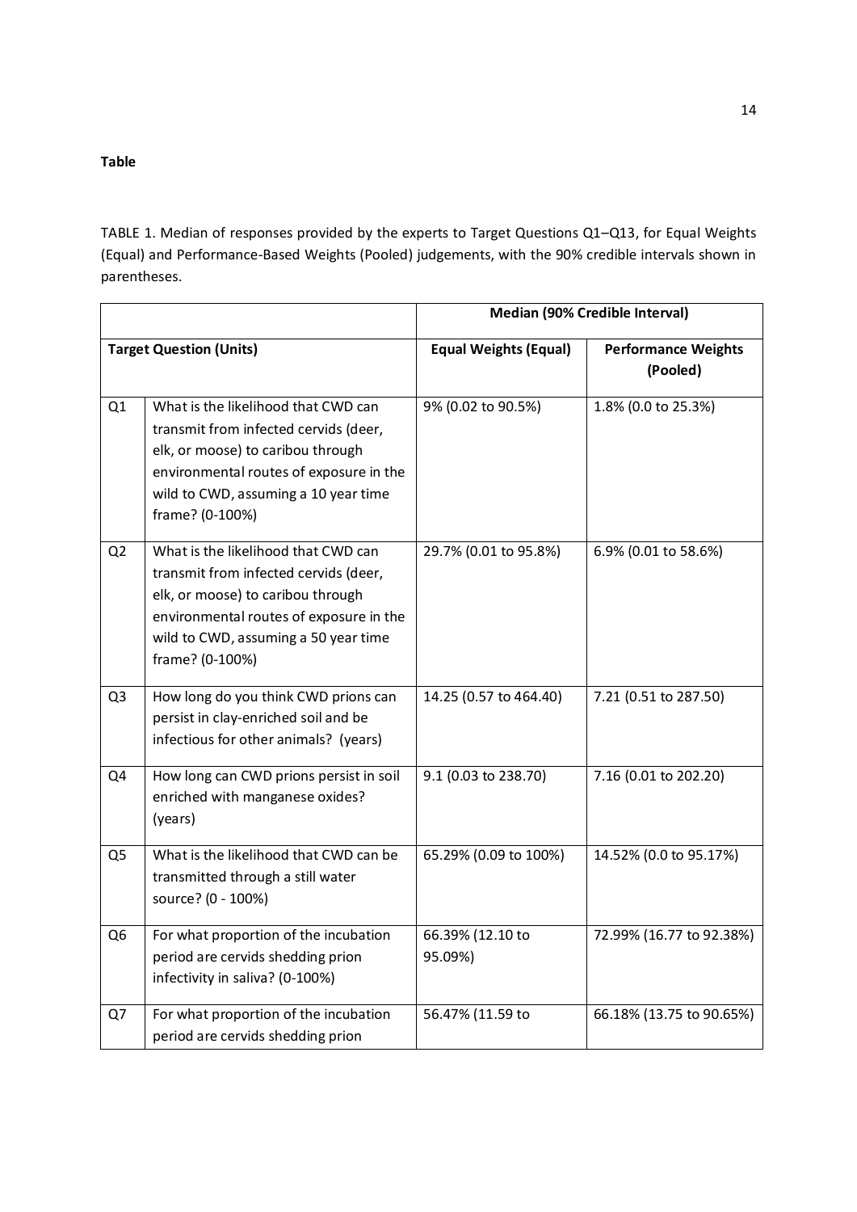**Table**

TABLE 1. Median of responses provided by the experts to Target Questions Q1–Q13, for Equal Weights (Equal) and Performance-Based Weights (Pooled) judgements, with the 90% credible intervals shown in parentheses.

| Target Question (Units) | | Median (90% Credible Interval) | |
|---|---|---|---|
| | | Equal Weights (Equal) | Performance Weights (Pooled) |
| Q1 | What is the likelihood that CWD can transmit from infected cervids (deer, elk, or moose) to caribou through environmental routes of exposure in the wild to CWD, assuming a 10 year time frame? (0-100%) | 9% (0.02 to 90.5%) | 1.8% (0.0 to 25.3%) |
| Q2 | What is the likelihood that CWD can transmit from infected cervids (deer, elk, or moose) to caribou through environmental routes of exposure in the wild to CWD, assuming a 50 year time frame? (0-100%) | 29.7% (0.01 to 95.8%) | 6.9% (0.01 to 58.6%) |
| Q3 | How long do you think CWD prions can persist in clay-enriched soil and be infectious for other animals? (years) | 14.25 (0.57 to 464.40) | 7.21 (0.51 to 287.50) |
| Q4 | How long can CWD prions persist in soil enriched with manganese oxides? (years) | 9.1 (0.03 to 238.70) | 7.16 (0.01 to 202.20) |
| Q5 | What is the likelihood that CWD can be transmitted through a still water source? (0 - 100%) | 65.29% (0.09 to 100%) | 14.52% (0.0 to 95.17%) |
| Q6 | For what proportion of the incubation period are cervids shedding prion infectivity in saliva? (0-100%) | 66.39% (12.10 to 95.09%) | 72.99% (16.77 to 92.38%) |
| Q7 | For what proportion of the incubation period are cervids shedding prion | 56.47% (11.59 to | 66.18% (13.75 to 90.65%) |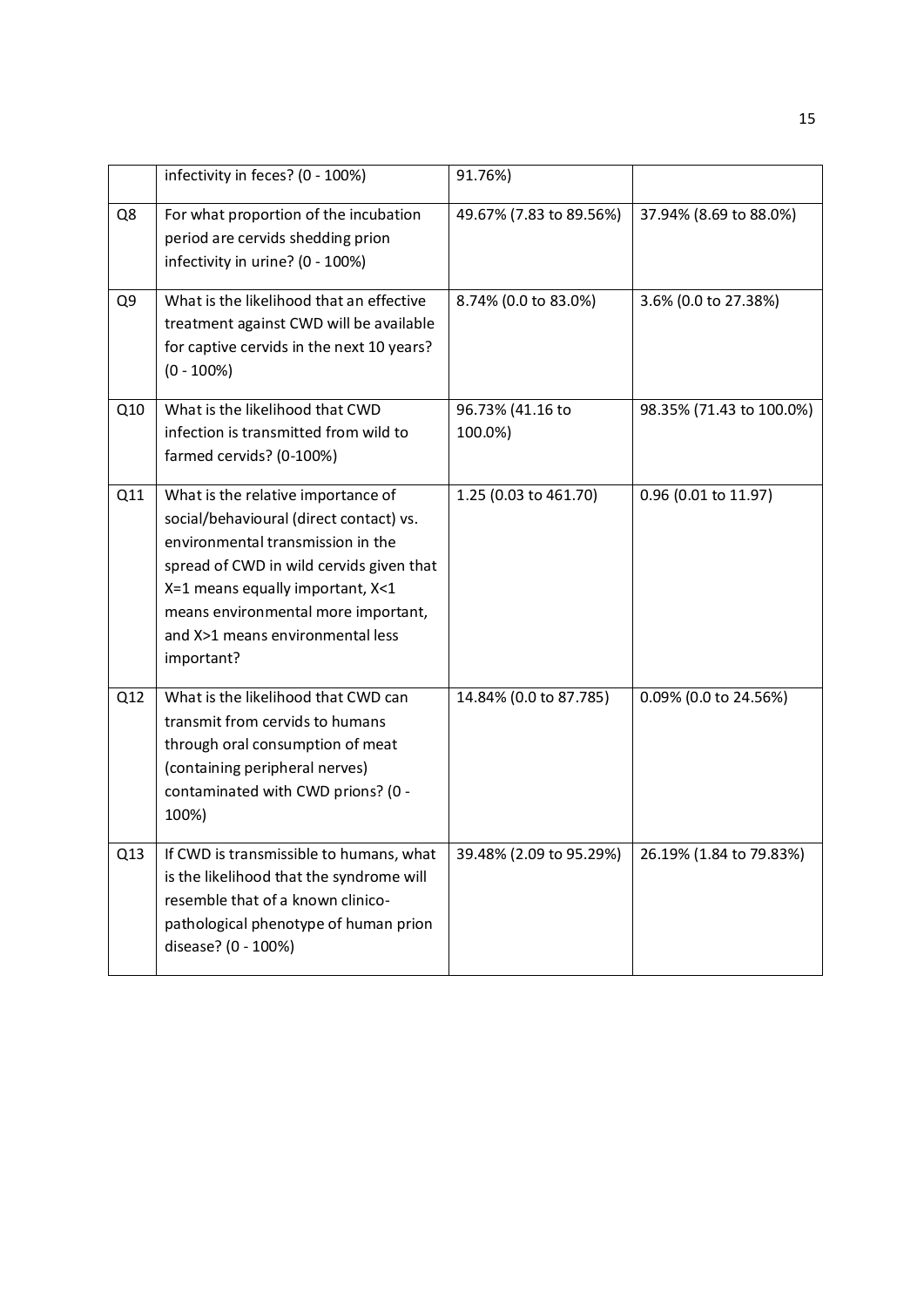| | | | |
|---|---|---|---|
| | infectivity in feces? (0 - 100%) | 91.76%) | |
| Q8 | For what proportion of the incubation period are cervids shedding prion infectivity in urine? (0 - 100%) | 49.67% (7.83 to 89.56%) | 37.94% (8.69 to 88.0%) |
| Q9 | What is the likelihood that an effective treatment against CWD will be available for captive cervids in the next 10 years? (0 - 100%) | 8.74% (0.0 to 83.0%) | 3.6% (0.0 to 27.38%) |
| Q10 | What is the likelihood that CWD infection is transmitted from wild to farmed cervids? (0-100%) | 96.73% (41.16 to 100.0%) | 98.35% (71.43 to 100.0%) |
| Q11 | What is the relative importance of social/behavioural (direct contact) vs. environmental transmission in the spread of CWD in wild cervids given that X=1 means equally important, X<1 means environmental more important, and X>1 means environmental less important? | 1.25 (0.03 to 461.70) | 0.96 (0.01 to 11.97) |
| Q12 | What is the likelihood that CWD can transmit from cervids to humans through oral consumption of meat (containing peripheral nerves) contaminated with CWD prions? (0 - 100%) | 14.84% (0.0 to 87.785) | 0.09% (0.0 to 24.56%) |
| Q13 | If CWD is transmissible to humans, what is the likelihood that the syndrome will resemble that of a known clinico-pathological phenotype of human prion disease? (0 - 100%) | 39.48% (2.09 to 95.29%) | 26.19% (1.84 to 79.83%) |